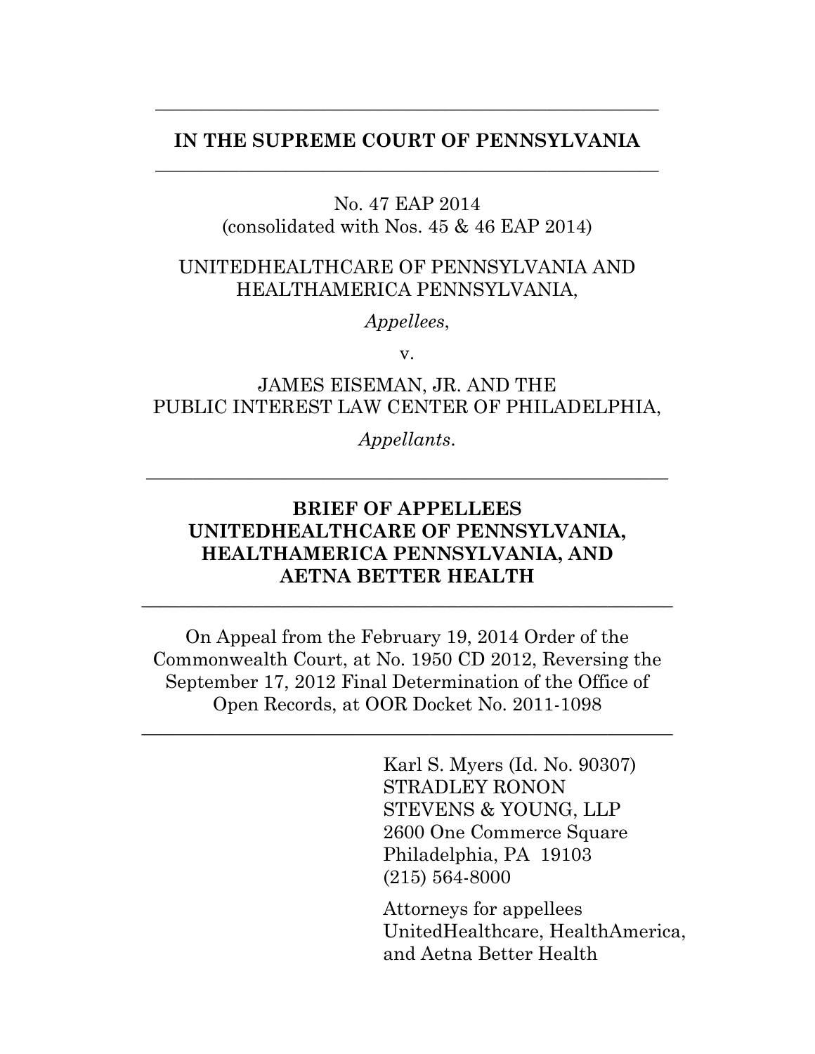**IN THE SUPREME COURT OF PENNSYLVANIA**

---

No. 47 EAP 2014
(consolidated with Nos. 45 & 46 EAP 2014)

UNITEDHEALTHCARE OF PENNSYLVANIA AND HEALTHAMERICA PENNSYLVANIA,

*Appellees*,

v.

JAMES EISEMAN, JR. AND THE PUBLIC INTEREST LAW CENTER OF PHILADELPHIA,

*Appellants*.

---

**BRIEF OF APPELLEES UNITEDHEALTHCARE OF PENNSYLVANIA, HEALTHAMERICA PENNSYLVANIA, AND AETNA BETTER HEALTH**

---

On Appeal from the February 19, 2014 Order of the Commonwealth Court, at No. 1950 CD 2012, Reversing the September 17, 2012 Final Determination of the Office of Open Records, at OOR Docket No. 2011-1098

---

Karl S. Myers (Id. No. 90307)
STRADLEY RONON
STEVENS & YOUNG, LLP
2600 One Commerce Square
Philadelphia, PA 19103
(215) 564-8000

Attorneys for appellees
UnitedHealthcare, HealthAmerica,
and Aetna Better Health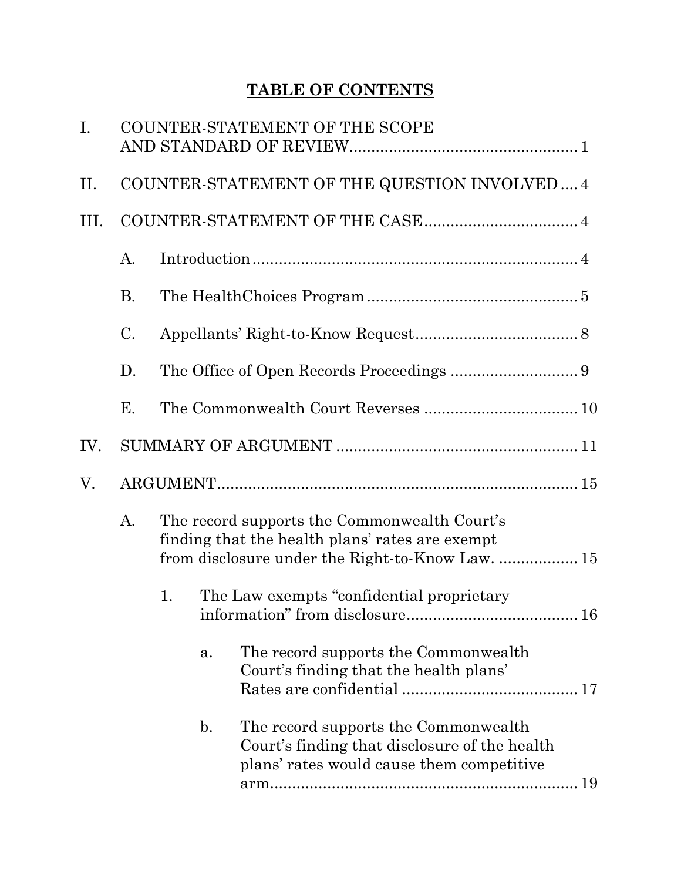# TABLE OF CONTENTS

I. COUNTER-STATEMENT OF THE SCOPE AND STANDARD OF REVIEW .................................................. 1

II. COUNTER-STATEMENT OF THE QUESTION INVOLVED .... 4

III. COUNTER-STATEMENT OF THE CASE .................................. 4

- A. Introduction .......................................................................... 4
- B. The HealthChoices Program ................................................ 5
- C. Appellants' Right-to-Know Request ..................................... 8
- D. The Office of Open Records Proceedings ............................. 9
- E. The Commonwealth Court Reverses ................................... 10

IV. SUMMARY OF ARGUMENT ...................................................... 11

V. ARGUMENT ................................................................................ 15

- A. The record supports the Commonwealth Court's finding that the health plans' rates are exempt from disclosure under the Right-to-Know Law. .................. 15
  - 1. The Law exempts "confidential proprietary information" from disclosure ....................................... 16
    - a. The record supports the Commonwealth Court's finding that the health plans' Rates are confidential ........................................ 17
    - b. The record supports the Commonwealth Court's finding that disclosure of the health plans' rates would cause them competitive arm ..................................................................... 19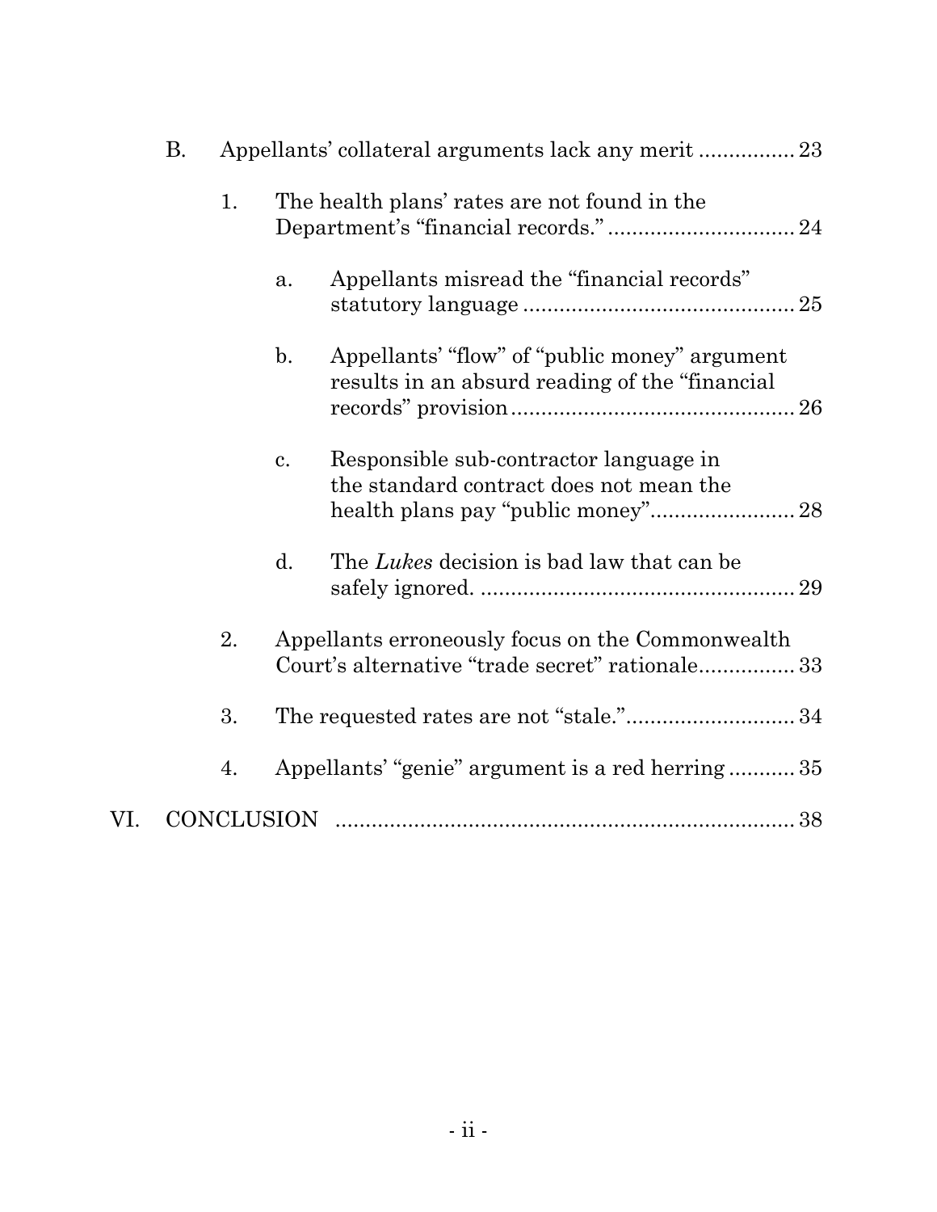B. Appellants' collateral arguments lack any merit ................ 23

1. The health plans' rates are not found in the Department's "financial records." ............................... 24

a. Appellants misread the "financial records" statutory language ............................................. 25

b. Appellants' "flow" of "public money" argument results in an absurd reading of the "financial records" provision ............................................... 26

c. Responsible sub-contractor language in the standard contract does not mean the health plans pay "public money"........................ 28

d. The *Lukes* decision is bad law that can be safely ignored. .................................................... 29

2. Appellants erroneously focus on the Commonwealth Court's alternative "trade secret" rationale................ 33

3. The requested rates are not "stale."............................ 34

4. Appellants' "genie" argument is a red herring ........... 35

VI. CONCLUSION ............................................................................ 38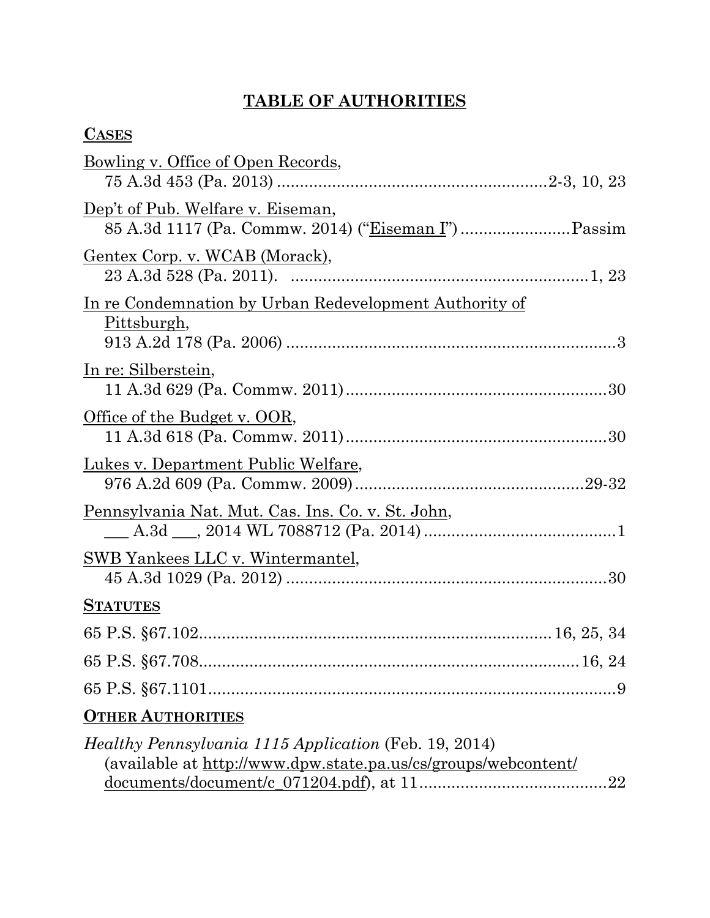# TABLE OF AUTHORITIES

## CASES

Bowling v. Office of Open Records,
75 A.3d 453 (Pa. 2013) .......................................................... 2-3, 10, 23

Dep't of Pub. Welfare v. Eiseman,
85 A.3d 1117 (Pa. Commw. 2014) ("Eiseman I") ........................ Passim

Gentex Corp. v. WCAB (Morack),
23 A.3d 528 (Pa. 2011). ................................................................ 1, 23

In re Condemnation by Urban Redevelopment Authority of Pittsburgh,
913 A.2d 178 (Pa. 2006) ....................................................................... 3

In re: Silberstein,
11 A.3d 629 (Pa. Commw. 2011) ......................................................... 30

Office of the Budget v. OOR,
11 A.3d 618 (Pa. Commw. 2011) ......................................................... 30

Lukes v. Department Public Welfare,
976 A.2d 609 (Pa. Commw. 2009) .................................................. 29-32

Pennsylvania Nat. Mut. Cas. Ins. Co. v. St. John,
___ A.3d ___, 2014 WL 7088712 (Pa. 2014) .......................................... 1

SWB Yankees LLC v. Wintermantel,
45 A.3d 1029 (Pa. 2012) ...................................................................... 30

## STATUTES

65 P.S. §67.102 ........................................................................... 16, 25, 34

65 P.S. §67.708 ................................................................................. 16, 24

65 P.S. §67.1101 .......................................................................................... 9

## OTHER AUTHORITIES

*Healthy Pennsylvania 1115 Application* (Feb. 19, 2014)
(available at http://www.dpw.state.pa.us/cs/groups/webcontent/documents/document/c_071204.pdf), at 11 ......................................... 22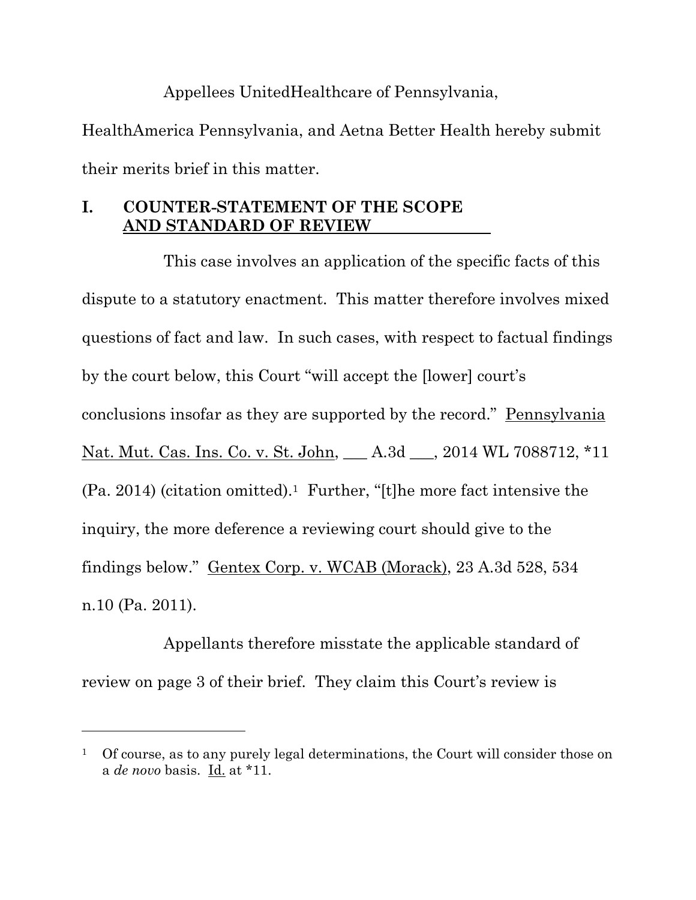Appellees UnitedHealthcare of Pennsylvania, HealthAmerica Pennsylvania, and Aetna Better Health hereby submit their merits brief in this matter.

## I. COUNTER-STATEMENT OF THE SCOPE AND STANDARD OF REVIEW

This case involves an application of the specific facts of this dispute to a statutory enactment. This matter therefore involves mixed questions of fact and law. In such cases, with respect to factual findings by the court below, this Court "will accept the [lower] court's conclusions insofar as they are supported by the record." Pennsylvania Nat. Mut. Cas. Ins. Co. v. St. John, ___ A.3d ___, 2014 WL 7088712, *11 (Pa. 2014) (citation omitted).[1] Further, "[t]he more fact intensive the inquiry, the more deference a reviewing court should give to the findings below." Gentex Corp. v. WCAB (Morack), 23 A.3d 528, 534 n.10 (Pa. 2011).

Appellants therefore misstate the applicable standard of review on page 3 of their brief. They claim this Court's review is

---

[1] Of course, as to any purely legal determinations, the Court will consider those on a *de novo* basis. Id. at *11.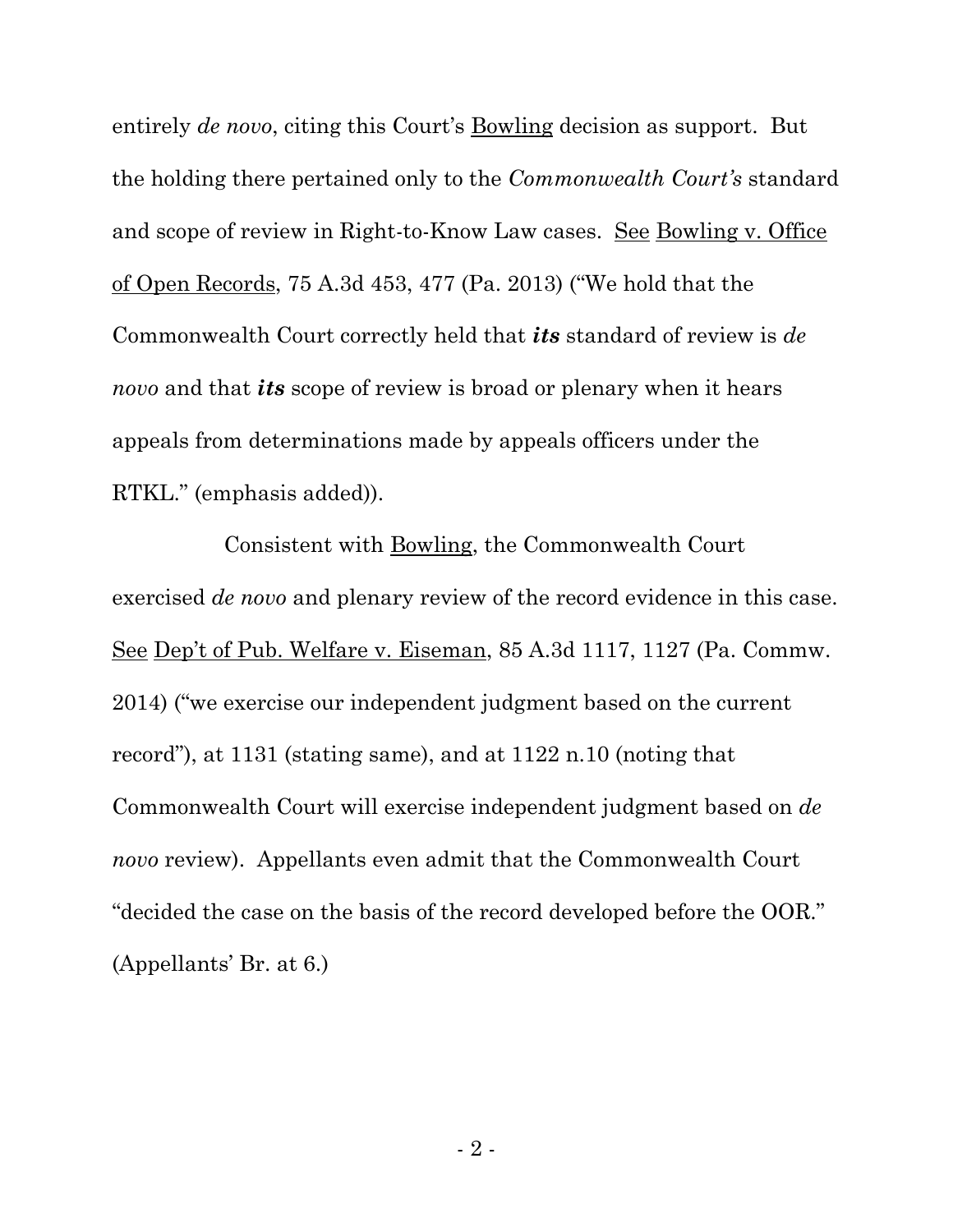entirely *de novo*, citing this Court's Bowling decision as support. But the holding there pertained only to the *Commonwealth Court's* standard and scope of review in Right-to-Know Law cases. See Bowling v. Office of Open Records, 75 A.3d 453, 477 (Pa. 2013) ("We hold that the Commonwealth Court correctly held that ***its*** standard of review is *de novo* and that ***its*** scope of review is broad or plenary when it hears appeals from determinations made by appeals officers under the RTKL." (emphasis added)).

Consistent with Bowling, the Commonwealth Court exercised *de novo* and plenary review of the record evidence in this case. See Dep't of Pub. Welfare v. Eiseman, 85 A.3d 1117, 1127 (Pa. Commw. 2014) ("we exercise our independent judgment based on the current record"), at 1131 (stating same), and at 1122 n.10 (noting that Commonwealth Court will exercise independent judgment based on *de novo* review). Appellants even admit that the Commonwealth Court "decided the case on the basis of the record developed before the OOR." (Appellants' Br. at 6.)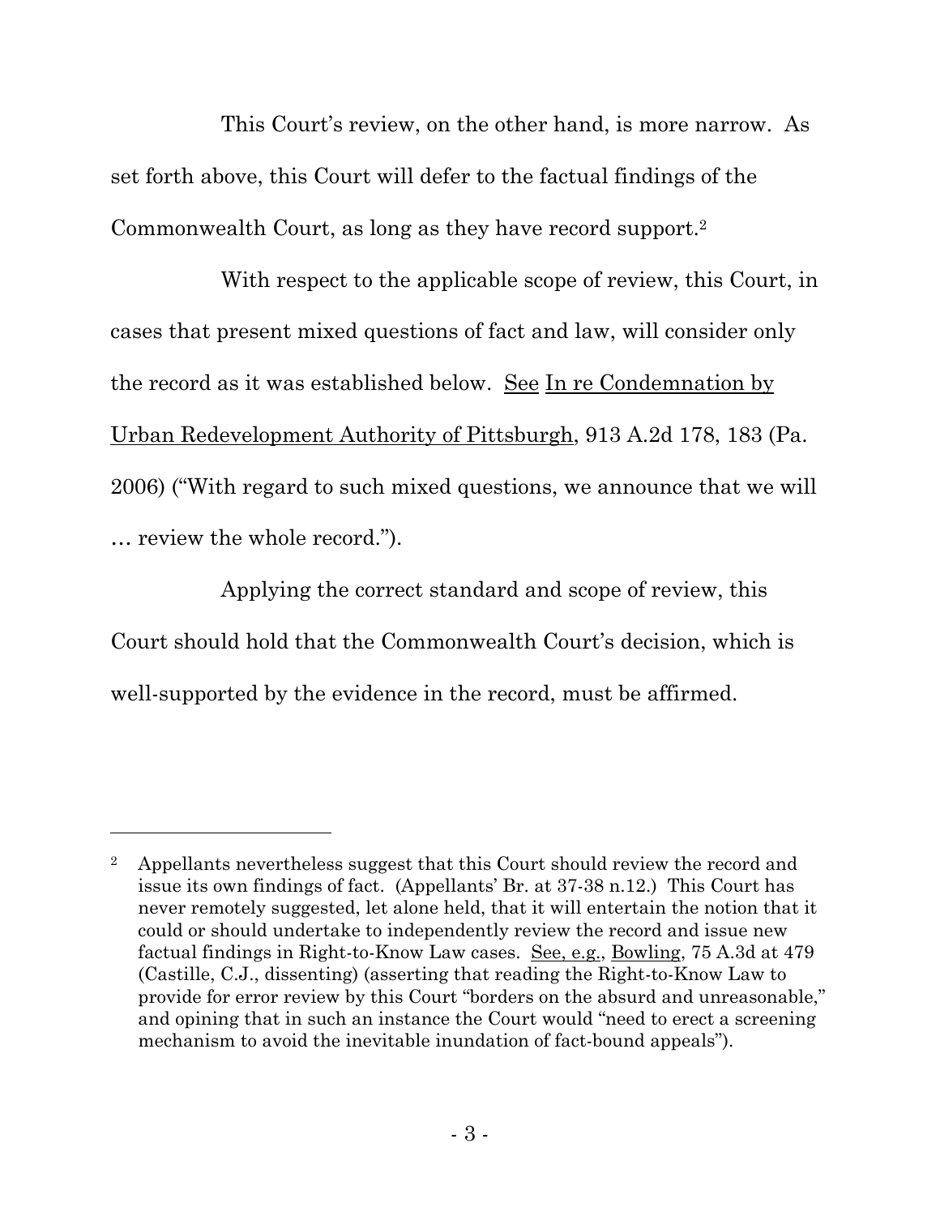This Court's review, on the other hand, is more narrow. As set forth above, this Court will defer to the factual findings of the Commonwealth Court, as long as they have record support.[2]

With respect to the applicable scope of review, this Court, in cases that present mixed questions of fact and law, will consider only the record as it was established below. See In re Condemnation by Urban Redevelopment Authority of Pittsburgh, 913 A.2d 178, 183 (Pa. 2006) ("With regard to such mixed questions, we announce that we will … review the whole record.").

Applying the correct standard and scope of review, this Court should hold that the Commonwealth Court's decision, which is well-supported by the evidence in the record, must be affirmed.

---

[2] Appellants nevertheless suggest that this Court should review the record and issue its own findings of fact. (Appellants' Br. at 37-38 n.12.) This Court has never remotely suggested, let alone held, that it will entertain the notion that it could or should undertake to independently review the record and issue new factual findings in Right-to-Know Law cases. See, e.g., Bowling, 75 A.3d at 479 (Castille, C.J., dissenting) (asserting that reading the Right-to-Know Law to provide for error review by this Court "borders on the absurd and unreasonable," and opining that in such an instance the Court would "need to erect a screening mechanism to avoid the inevitable inundation of fact-bound appeals").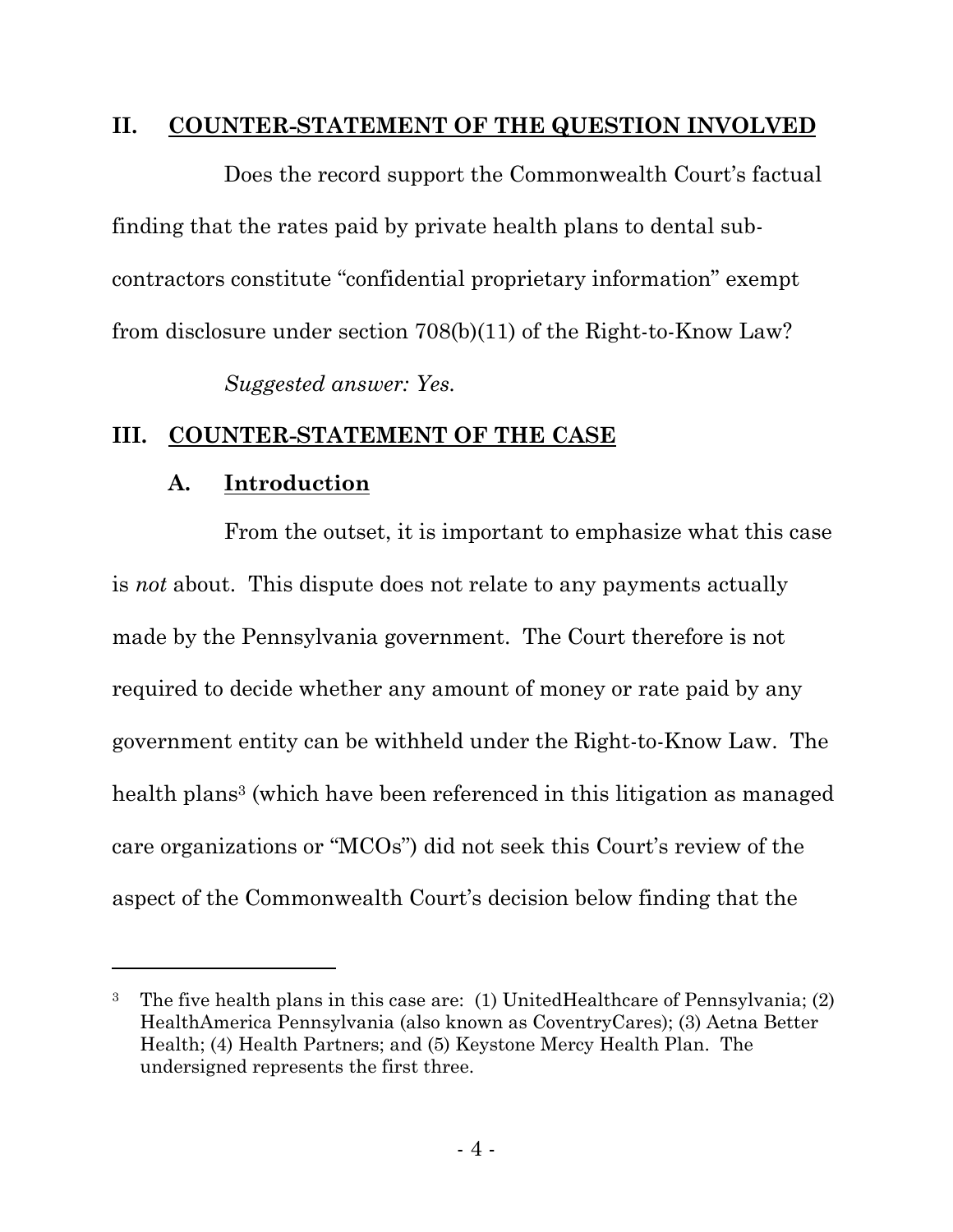## II. COUNTER-STATEMENT OF THE QUESTION INVOLVED

Does the record support the Commonwealth Court's factual finding that the rates paid by private health plans to dental sub-contractors constitute "confidential proprietary information" exempt from disclosure under section 708(b)(11) of the Right-to-Know Law?

*Suggested answer: Yes.*

## III. COUNTER-STATEMENT OF THE CASE

### A. Introduction

From the outset, it is important to emphasize what this case is *not* about. This dispute does not relate to any payments actually made by the Pennsylvania government. The Court therefore is not required to decide whether any amount of money or rate paid by any government entity can be withheld under the Right-to-Know Law. The health plans[3] (which have been referenced in this litigation as managed care organizations or "MCOs") did not seek this Court's review of the aspect of the Commonwealth Court's decision below finding that the

[3] The five health plans in this case are: (1) UnitedHealthcare of Pennsylvania; (2) HealthAmerica Pennsylvania (also known as CoventryCares); (3) Aetna Better Health; (4) Health Partners; and (5) Keystone Mercy Health Plan. The undersigned represents the first three.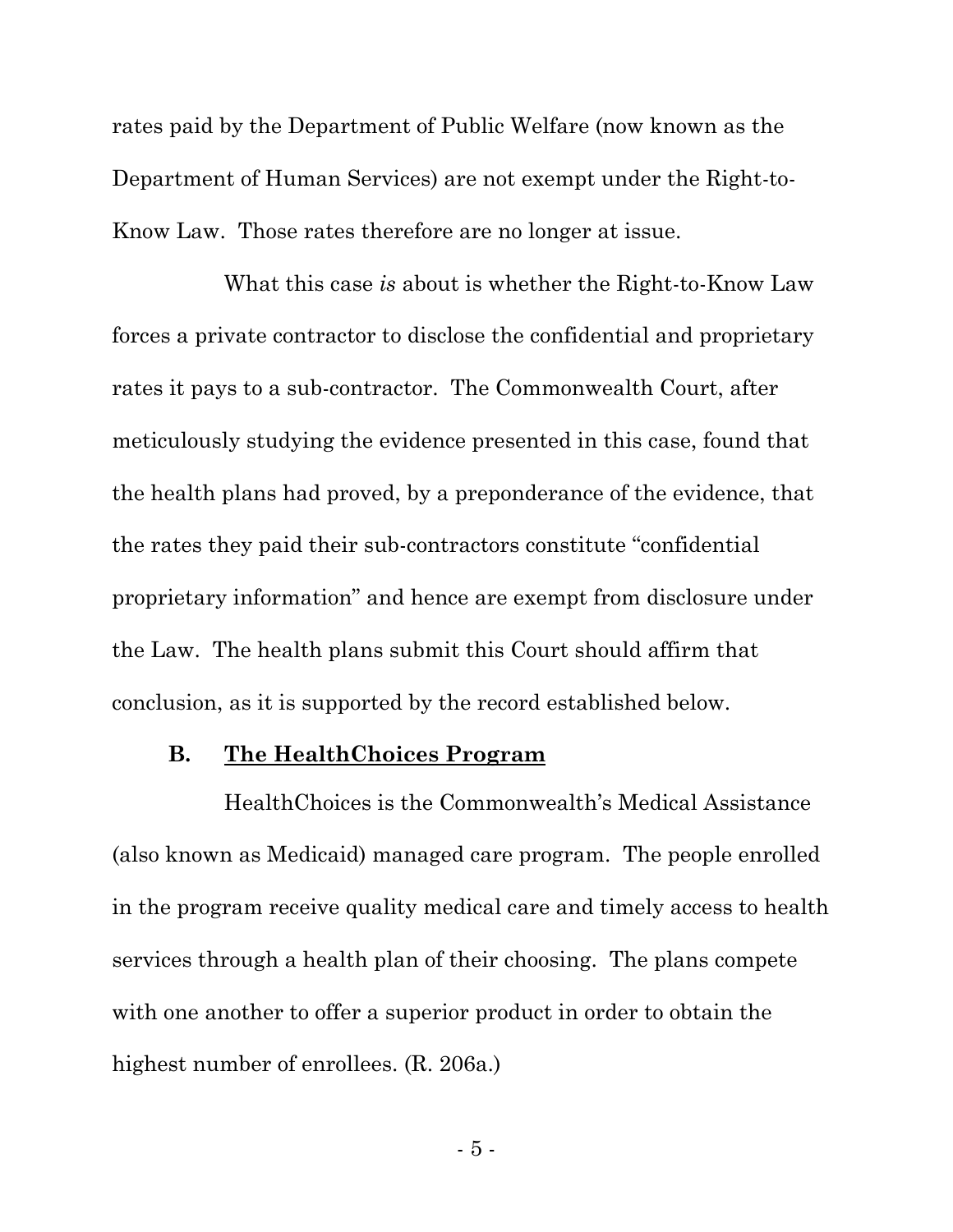rates paid by the Department of Public Welfare (now known as the Department of Human Services) are not exempt under the Right-to-Know Law. Those rates therefore are no longer at issue.

What this case *is* about is whether the Right-to-Know Law forces a private contractor to disclose the confidential and proprietary rates it pays to a sub-contractor. The Commonwealth Court, after meticulously studying the evidence presented in this case, found that the health plans had proved, by a preponderance of the evidence, that the rates they paid their sub-contractors constitute "confidential proprietary information" and hence are exempt from disclosure under the Law. The health plans submit this Court should affirm that conclusion, as it is supported by the record established below.

### B. <u>The HealthChoices Program</u>

HealthChoices is the Commonwealth's Medical Assistance (also known as Medicaid) managed care program. The people enrolled in the program receive quality medical care and timely access to health services through a health plan of their choosing. The plans compete with one another to offer a superior product in order to obtain the highest number of enrollees. (R. 206a.)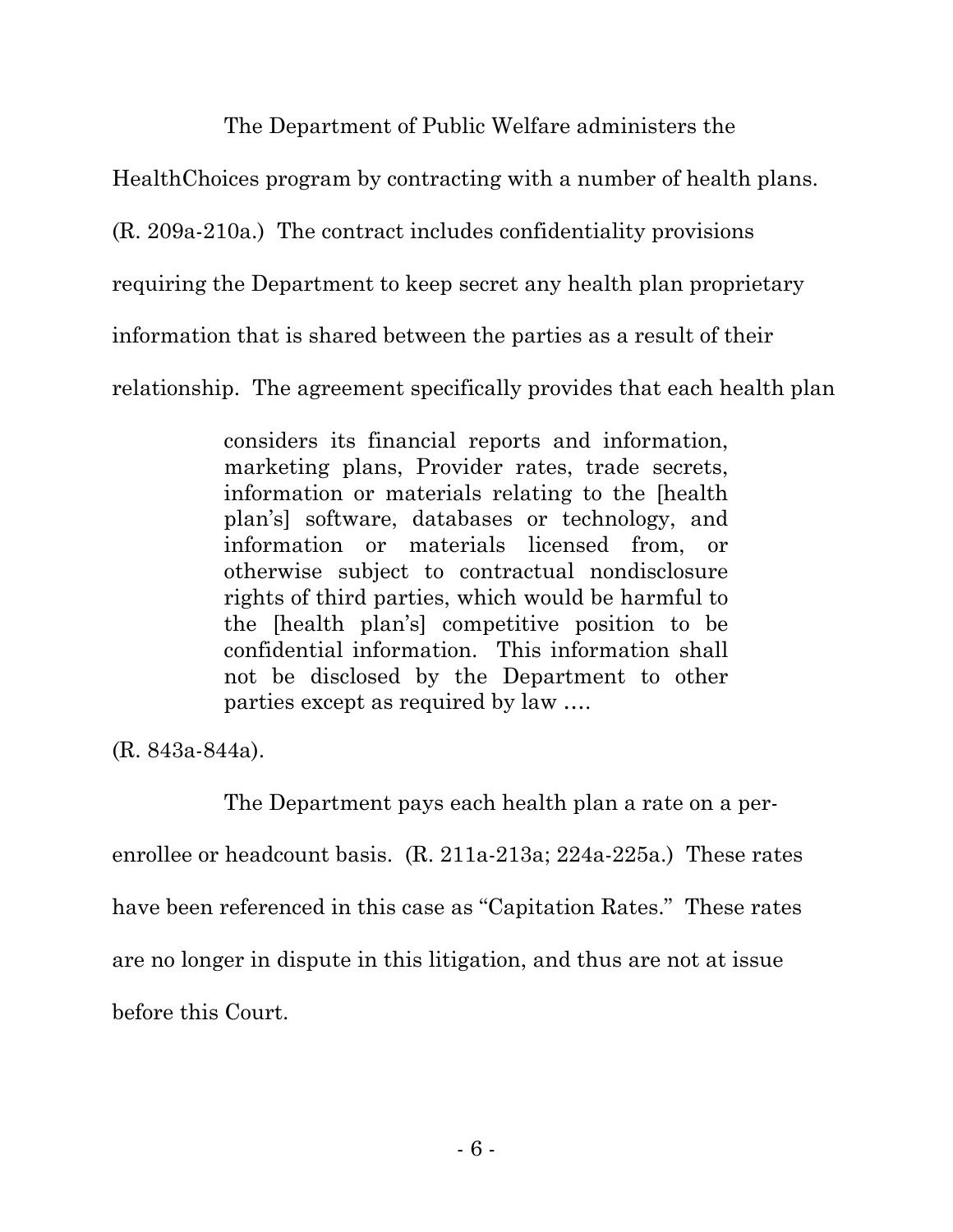The Department of Public Welfare administers the HealthChoices program by contracting with a number of health plans. (R. 209a-210a.) The contract includes confidentiality provisions requiring the Department to keep secret any health plan proprietary information that is shared between the parties as a result of their relationship. The agreement specifically provides that each health plan

> considers its financial reports and information, marketing plans, Provider rates, trade secrets, information or materials relating to the [health plan's] software, databases or technology, and information or materials licensed from, or otherwise subject to contractual nondisclosure rights of third parties, which would be harmful to the [health plan's] competitive position to be confidential information. This information shall not be disclosed by the Department to other parties except as required by law ….

(R. 843a-844a).

The Department pays each health plan a rate on a per-enrollee or headcount basis. (R. 211a-213a; 224a-225a.) These rates have been referenced in this case as "Capitation Rates." These rates are no longer in dispute in this litigation, and thus are not at issue before this Court.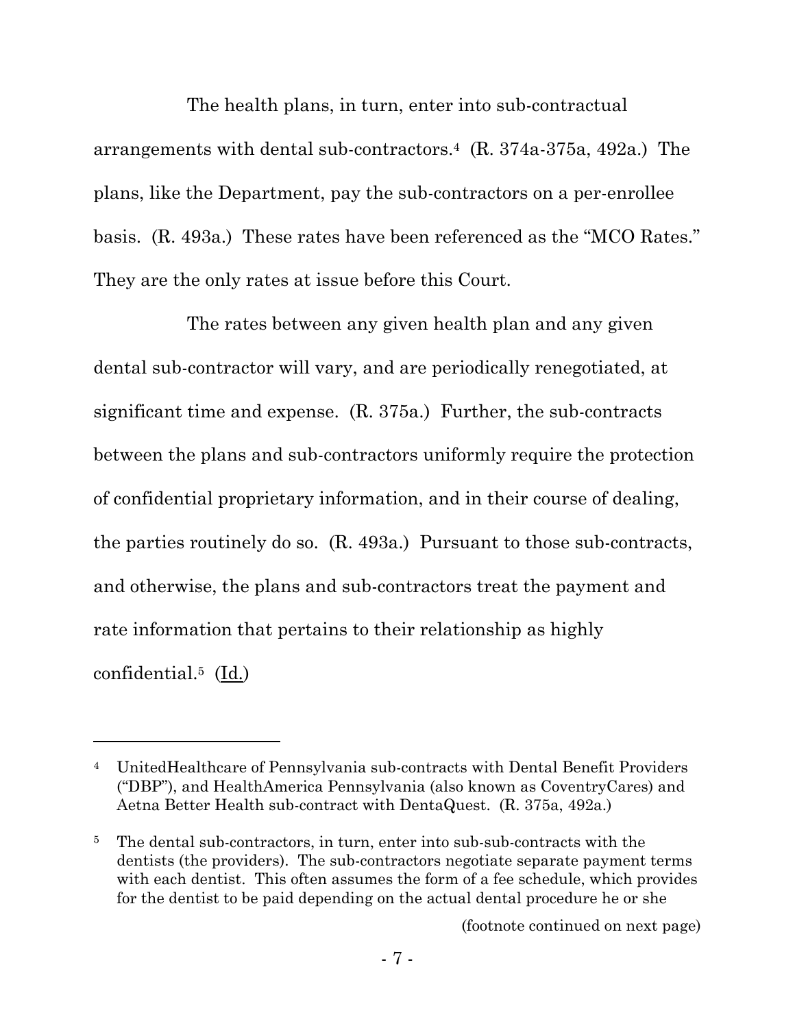The health plans, in turn, enter into sub-contractual arrangements with dental sub-contractors.[4] (R. 374a-375a, 492a.) The plans, like the Department, pay the sub-contractors on a per-enrollee basis. (R. 493a.) These rates have been referenced as the "MCO Rates." They are the only rates at issue before this Court.

The rates between any given health plan and any given dental sub-contractor will vary, and are periodically renegotiated, at significant time and expense. (R. 375a.) Further, the sub-contracts between the plans and sub-contractors uniformly require the protection of confidential proprietary information, and in their course of dealing, the parties routinely do so. (R. 493a.) Pursuant to those sub-contracts, and otherwise, the plans and sub-contractors treat the payment and rate information that pertains to their relationship as highly confidential.[5] (Id.)

---

[4] UnitedHealthcare of Pennsylvania sub-contracts with Dental Benefit Providers ("DBP"), and HealthAmerica Pennsylvania (also known as CoventryCares) and Aetna Better Health sub-contract with DentaQuest. (R. 375a, 492a.)

[5] The dental sub-contractors, in turn, enter into sub-sub-contracts with the dentists (the providers). The sub-contractors negotiate separate payment terms with each dentist. This often assumes the form of a fee schedule, which provides for the dentist to be paid depending on the actual dental procedure he or she

(footnote continued on next page)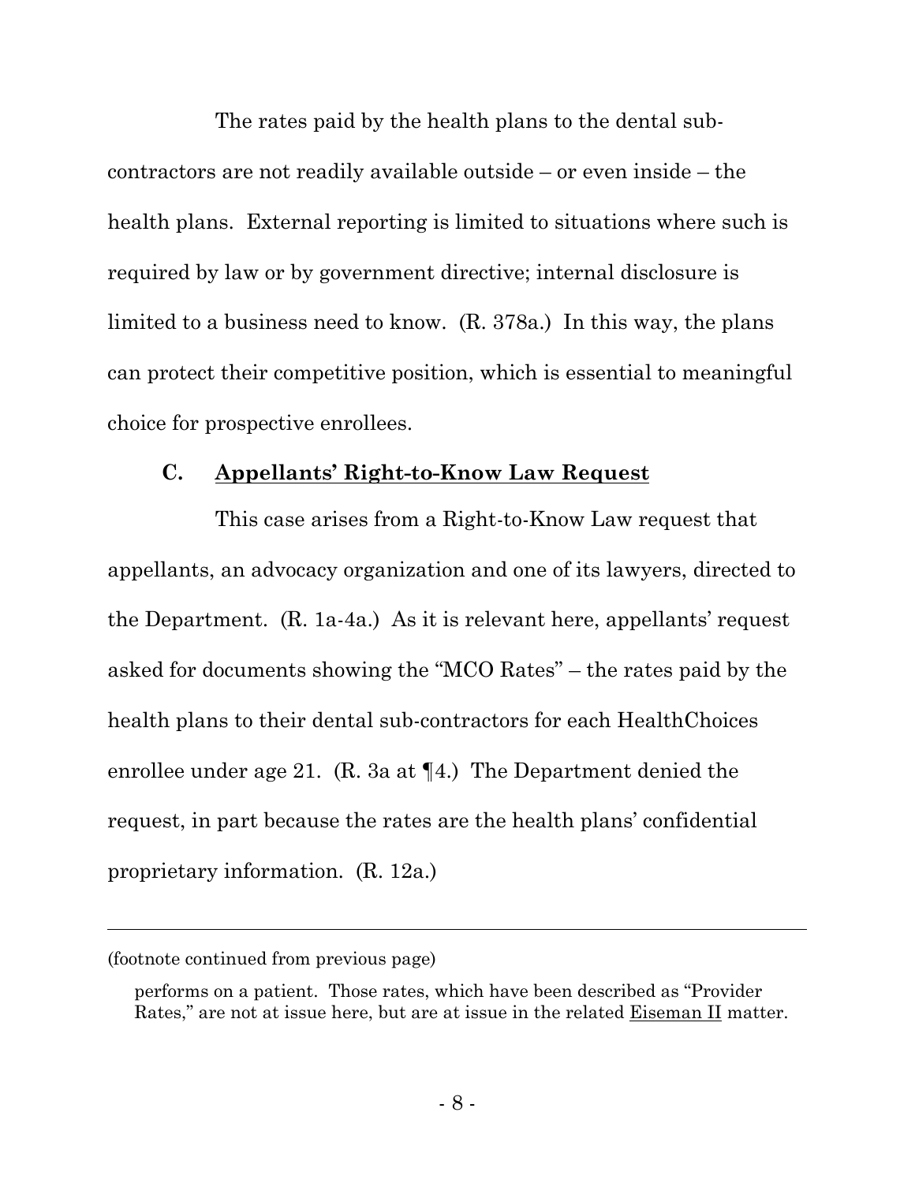The rates paid by the health plans to the dental sub-contractors are not readily available outside – or even inside – the health plans. External reporting is limited to situations where such is required by law or by government directive; internal disclosure is limited to a business need to know. (R. 378a.) In this way, the plans can protect their competitive position, which is essential to meaningful choice for prospective enrollees.

### C. Appellants' Right-to-Know Law Request

This case arises from a Right-to-Know Law request that appellants, an advocacy organization and one of its lawyers, directed to the Department. (R. 1a-4a.) As it is relevant here, appellants' request asked for documents showing the "MCO Rates" – the rates paid by the health plans to their dental sub-contractors for each HealthChoices enrollee under age 21. (R. 3a at ¶4.) The Department denied the request, in part because the rates are the health plans' confidential proprietary information. (R. 12a.)

---

(footnote continued from previous page)

performs on a patient. Those rates, which have been described as "Provider Rates," are not at issue here, but are at issue in the related Eiseman II matter.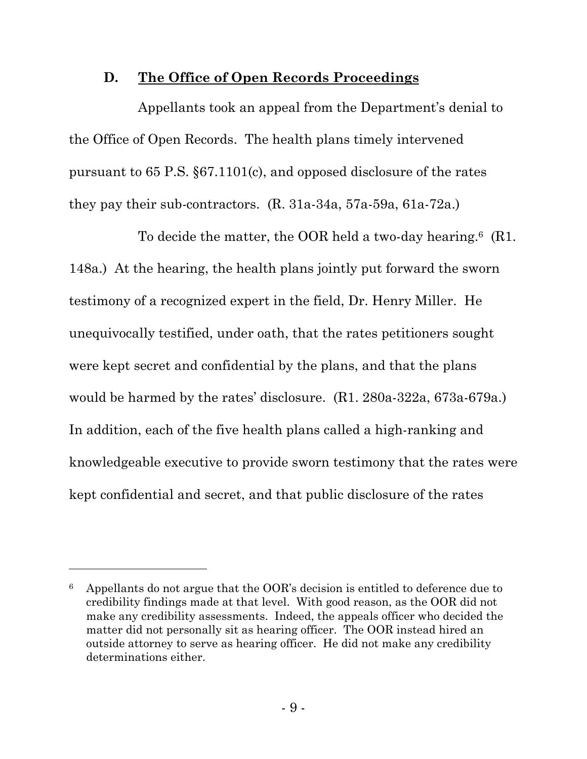### D. <u>The Office of Open Records Proceedings</u>

Appellants took an appeal from the Department's denial to the Office of Open Records. The health plans timely intervened pursuant to 65 P.S. §67.1101(c), and opposed disclosure of the rates they pay their sub-contractors. (R. 31a-34a, 57a-59a, 61a-72a.)

To decide the matter, the OOR held a two-day hearing.[6] (R1. 148a.) At the hearing, the health plans jointly put forward the sworn testimony of a recognized expert in the field, Dr. Henry Miller. He unequivocally testified, under oath, that the rates petitioners sought were kept secret and confidential by the plans, and that the plans would be harmed by the rates' disclosure. (R1. 280a-322a, 673a-679a.) In addition, each of the five health plans called a high-ranking and knowledgeable executive to provide sworn testimony that the rates were kept confidential and secret, and that public disclosure of the rates

---

[6] Appellants do not argue that the OOR's decision is entitled to deference due to credibility findings made at that level. With good reason, as the OOR did not make any credibility assessments. Indeed, the appeals officer who decided the matter did not personally sit as hearing officer. The OOR instead hired an outside attorney to serve as hearing officer. He did not make any credibility determinations either.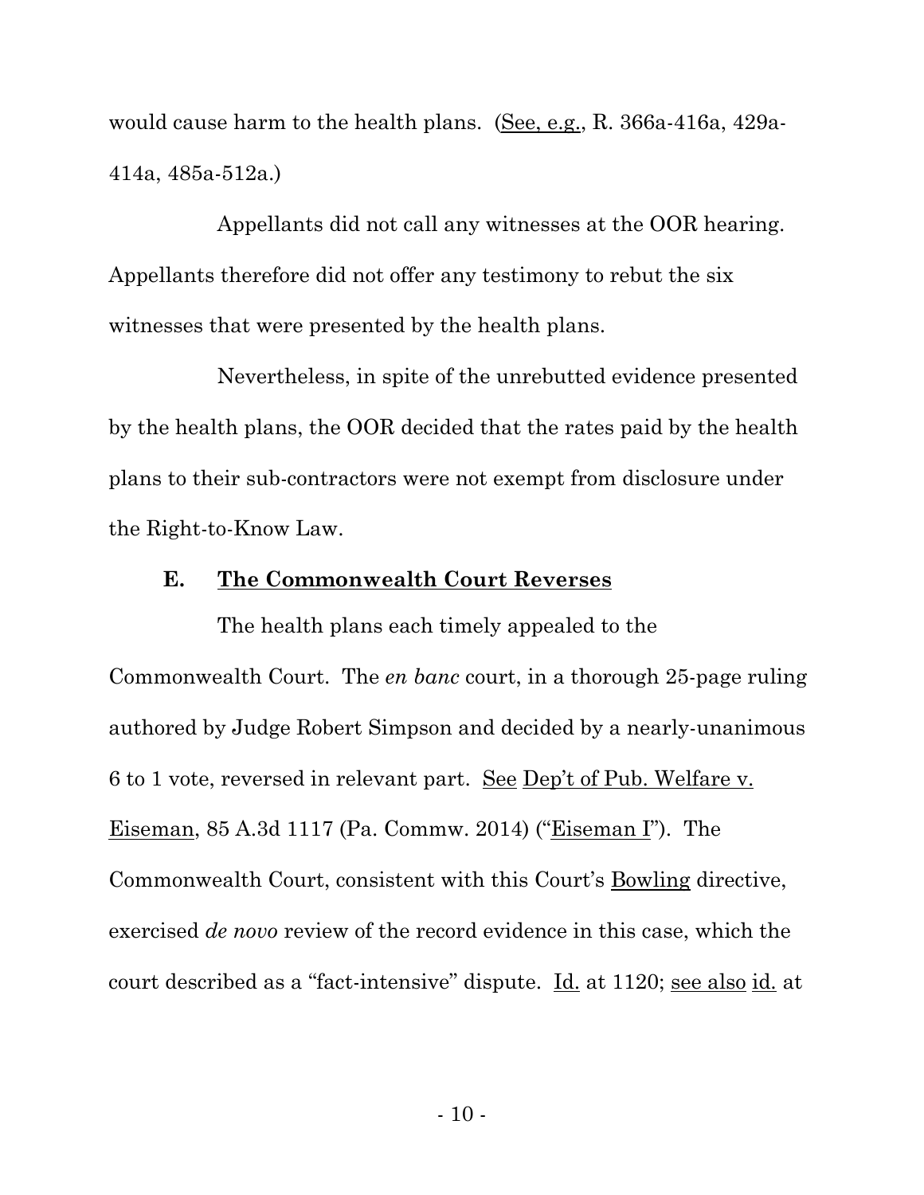would cause harm to the health plans. (See, e.g., R. 366a-416a, 429a-414a, 485a-512a.)

Appellants did not call any witnesses at the OOR hearing. Appellants therefore did not offer any testimony to rebut the six witnesses that were presented by the health plans.

Nevertheless, in spite of the unrebutted evidence presented by the health plans, the OOR decided that the rates paid by the health plans to their sub-contractors were not exempt from disclosure under the Right-to-Know Law.

### E. The Commonwealth Court Reverses

The health plans each timely appealed to the Commonwealth Court. The *en banc* court, in a thorough 25-page ruling authored by Judge Robert Simpson and decided by a nearly-unanimous 6 to 1 vote, reversed in relevant part. See Dep't of Pub. Welfare v. Eiseman, 85 A.3d 1117 (Pa. Commw. 2014) ("Eiseman I"). The Commonwealth Court, consistent with this Court's Bowling directive, exercised *de novo* review of the record evidence in this case, which the court described as a "fact-intensive" dispute. Id. at 1120; see also id. at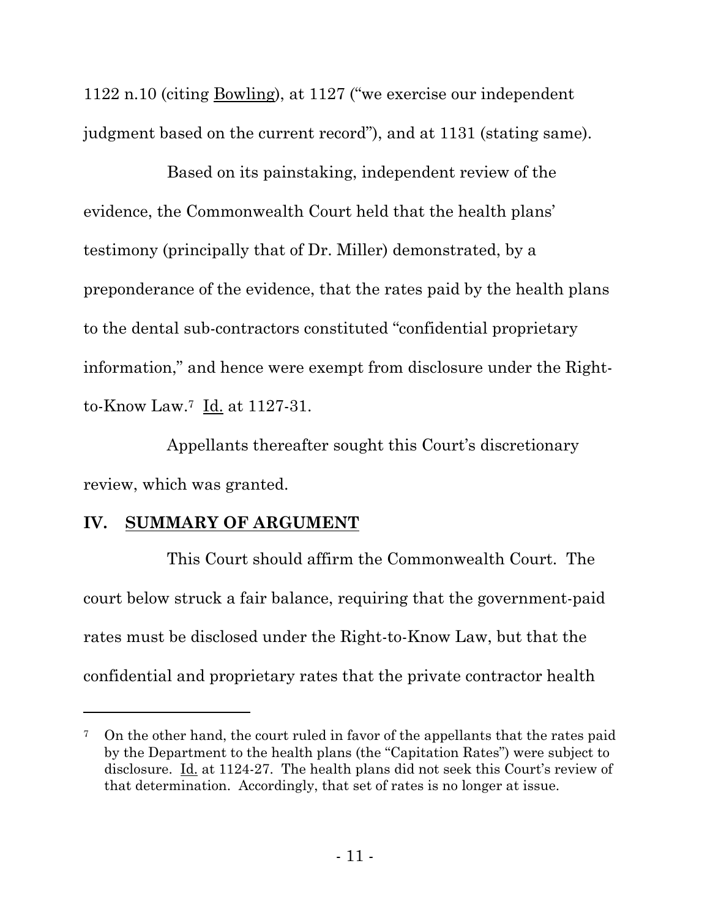1122 n.10 (citing Bowling), at 1127 ("we exercise our independent judgment based on the current record"), and at 1131 (stating same).

Based on its painstaking, independent review of the evidence, the Commonwealth Court held that the health plans' testimony (principally that of Dr. Miller) demonstrated, by a preponderance of the evidence, that the rates paid by the health plans to the dental sub-contractors constituted "confidential proprietary information," and hence were exempt from disclosure under the Right-to-Know Law.[7] Id. at 1127-31.

Appellants thereafter sought this Court's discretionary review, which was granted.

## IV. SUMMARY OF ARGUMENT

This Court should affirm the Commonwealth Court. The court below struck a fair balance, requiring that the government-paid rates must be disclosed under the Right-to-Know Law, but that the confidential and proprietary rates that the private contractor health

---

[7] On the other hand, the court ruled in favor of the appellants that the rates paid by the Department to the health plans (the "Capitation Rates") were subject to disclosure. Id. at 1124-27. The health plans did not seek this Court's review of that determination. Accordingly, that set of rates is no longer at issue.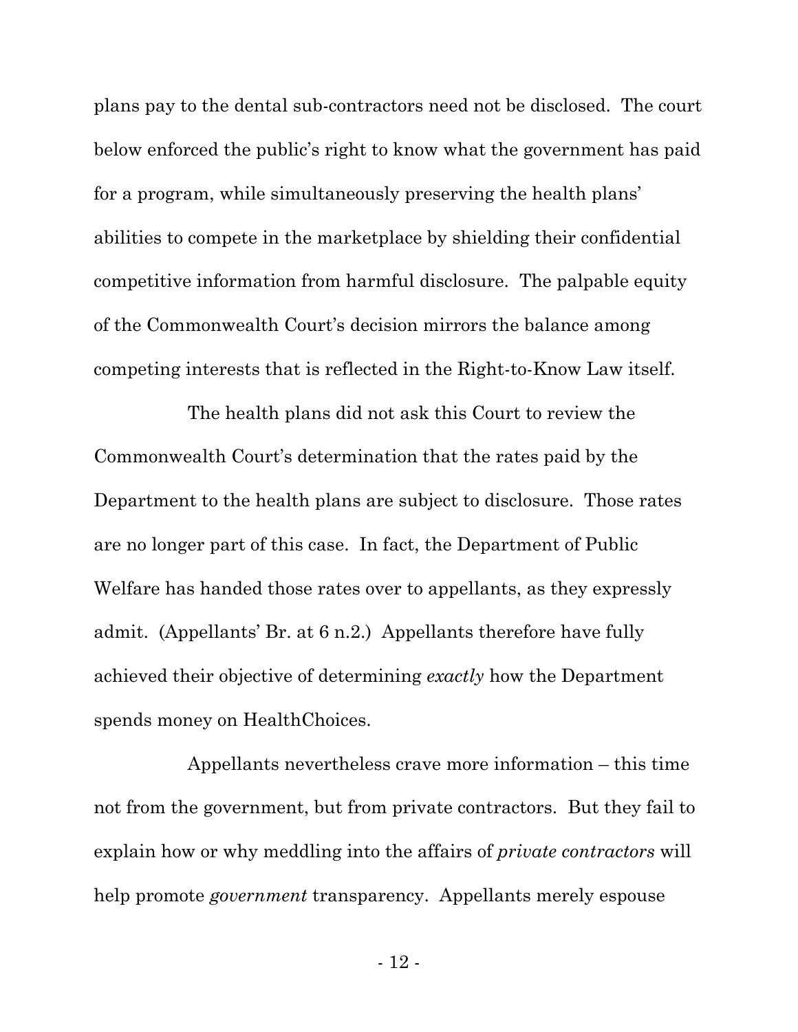plans pay to the dental sub-contractors need not be disclosed. The court below enforced the public's right to know what the government has paid for a program, while simultaneously preserving the health plans' abilities to compete in the marketplace by shielding their confidential competitive information from harmful disclosure. The palpable equity of the Commonwealth Court's decision mirrors the balance among competing interests that is reflected in the Right-to-Know Law itself.

The health plans did not ask this Court to review the Commonwealth Court's determination that the rates paid by the Department to the health plans are subject to disclosure. Those rates are no longer part of this case. In fact, the Department of Public Welfare has handed those rates over to appellants, as they expressly admit. (Appellants' Br. at 6 n.2.) Appellants therefore have fully achieved their objective of determining *exactly* how the Department spends money on HealthChoices.

Appellants nevertheless crave more information – this time not from the government, but from private contractors. But they fail to explain how or why meddling into the affairs of *private contractors* will help promote *government* transparency. Appellants merely espouse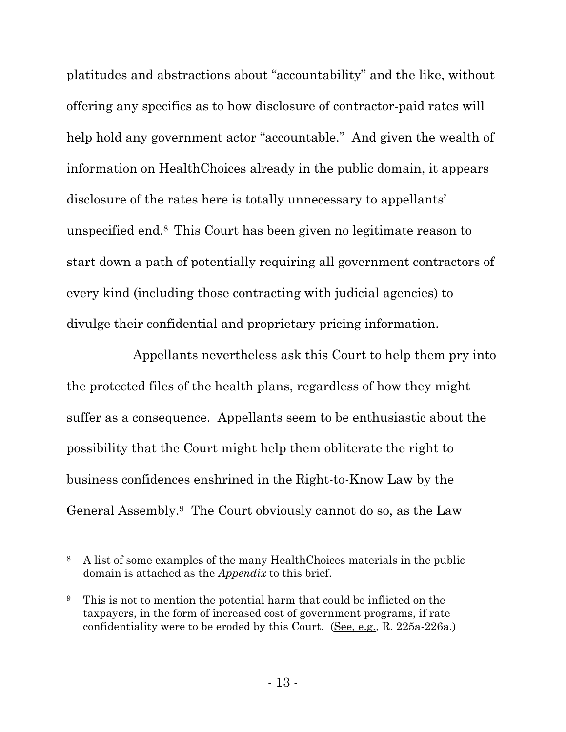platitudes and abstractions about "accountability" and the like, without offering any specifics as to how disclosure of contractor-paid rates will help hold any government actor "accountable." And given the wealth of information on HealthChoices already in the public domain, it appears disclosure of the rates here is totally unnecessary to appellants' unspecified end.[8] This Court has been given no legitimate reason to start down a path of potentially requiring all government contractors of every kind (including those contracting with judicial agencies) to divulge their confidential and proprietary pricing information.

Appellants nevertheless ask this Court to help them pry into the protected files of the health plans, regardless of how they might suffer as a consequence. Appellants seem to be enthusiastic about the possibility that the Court might help them obliterate the right to business confidences enshrined in the Right-to-Know Law by the General Assembly.[9] The Court obviously cannot do so, as the Law

---

[8] A list of some examples of the many HealthChoices materials in the public domain is attached as the *Appendix* to this brief.

[9] This is not to mention the potential harm that could be inflicted on the taxpayers, in the form of increased cost of government programs, if rate confidentiality were to be eroded by this Court. (See, e.g., R. 225a-226a.)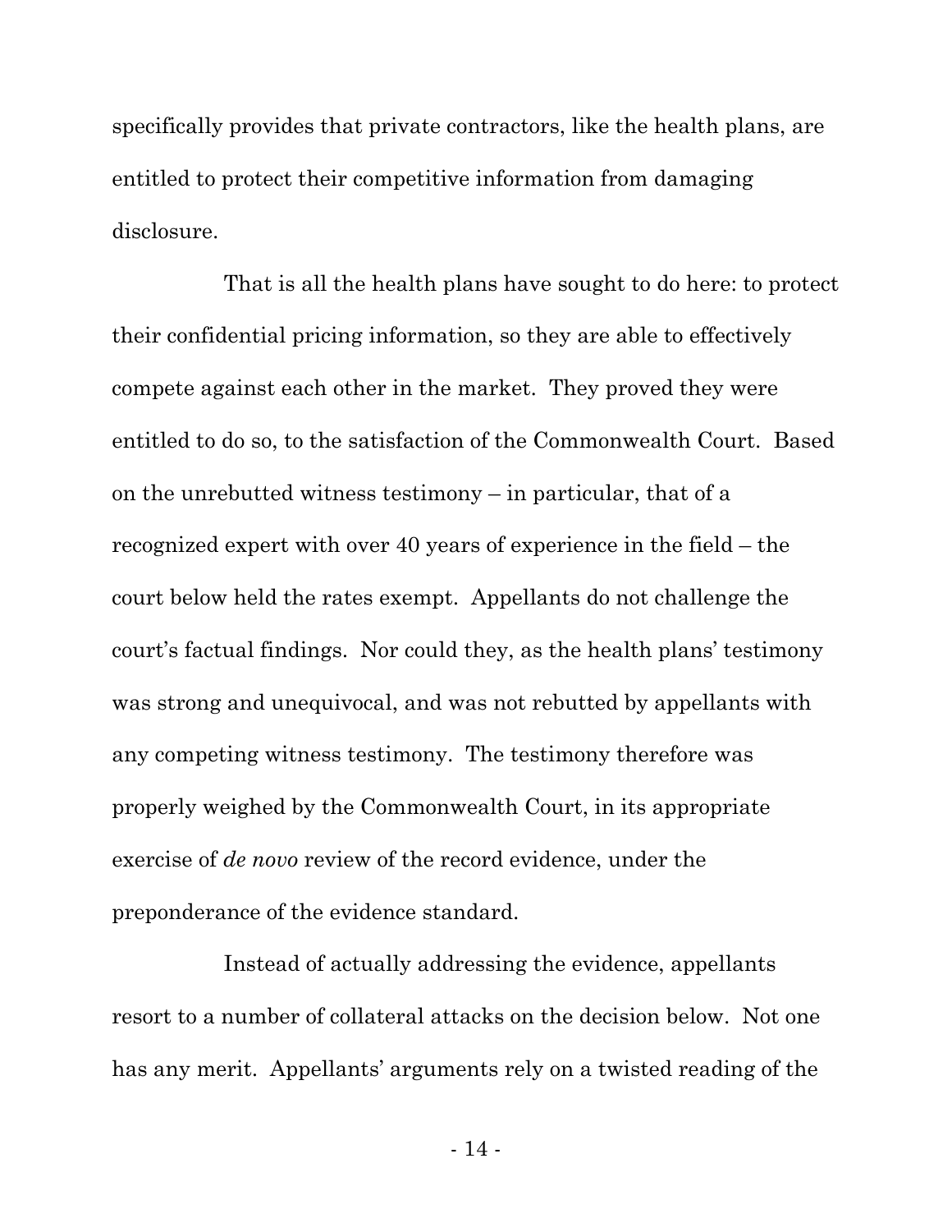specifically provides that private contractors, like the health plans, are entitled to protect their competitive information from damaging disclosure.

That is all the health plans have sought to do here: to protect their confidential pricing information, so they are able to effectively compete against each other in the market. They proved they were entitled to do so, to the satisfaction of the Commonwealth Court. Based on the unrebutted witness testimony – in particular, that of a recognized expert with over 40 years of experience in the field – the court below held the rates exempt. Appellants do not challenge the court's factual findings. Nor could they, as the health plans' testimony was strong and unequivocal, and was not rebutted by appellants with any competing witness testimony. The testimony therefore was properly weighed by the Commonwealth Court, in its appropriate exercise of *de novo* review of the record evidence, under the preponderance of the evidence standard.

Instead of actually addressing the evidence, appellants resort to a number of collateral attacks on the decision below. Not one has any merit. Appellants' arguments rely on a twisted reading of the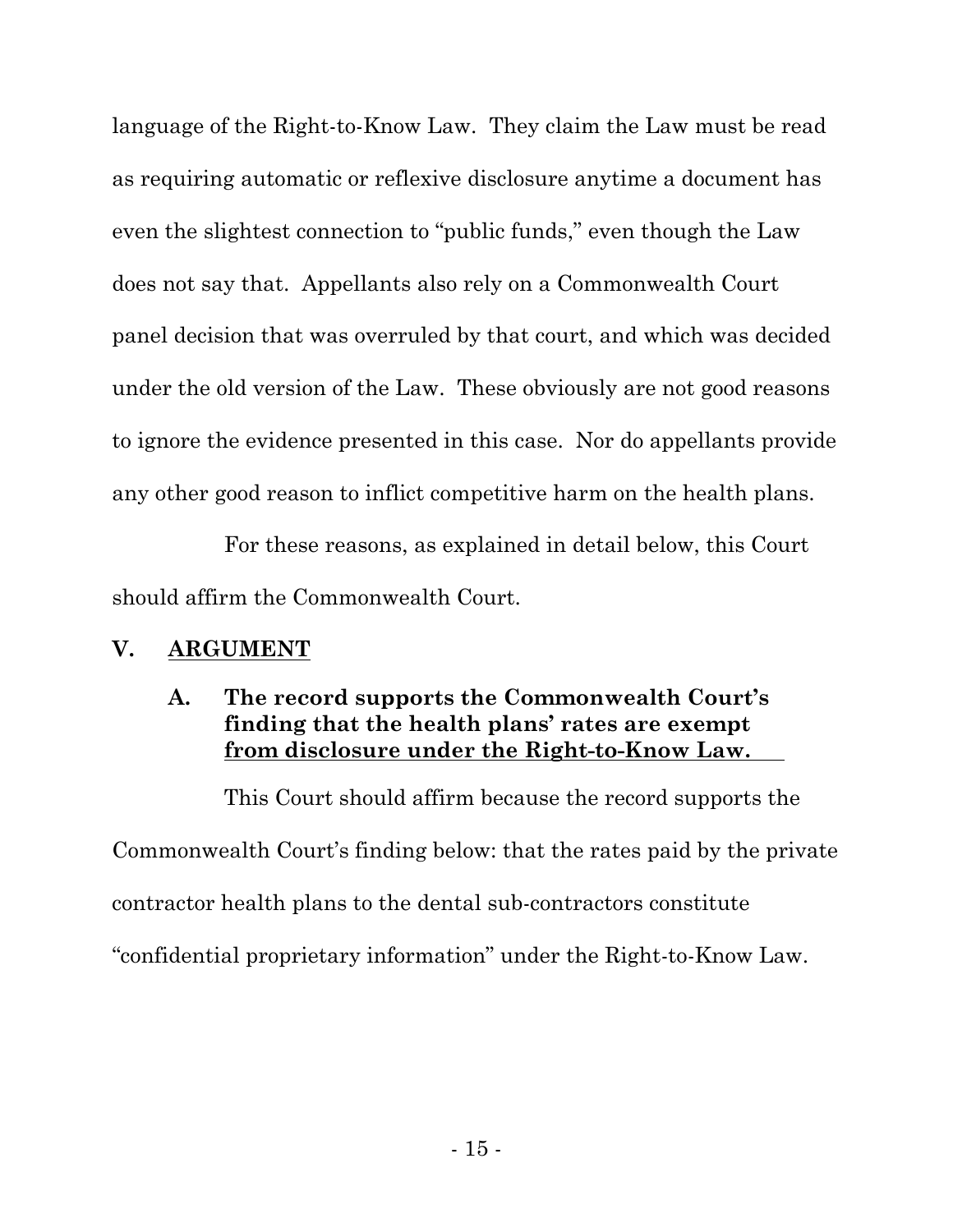language of the Right-to-Know Law. They claim the Law must be read as requiring automatic or reflexive disclosure anytime a document has even the slightest connection to "public funds," even though the Law does not say that. Appellants also rely on a Commonwealth Court panel decision that was overruled by that court, and which was decided under the old version of the Law. These obviously are not good reasons to ignore the evidence presented in this case. Nor do appellants provide any other good reason to inflict competitive harm on the health plans.

For these reasons, as explained in detail below, this Court should affirm the Commonwealth Court.

## V. ARGUMENT

### A. The record supports the Commonwealth Court's finding that the health plans' rates are exempt from disclosure under the Right-to-Know Law.

This Court should affirm because the record supports the Commonwealth Court's finding below: that the rates paid by the private contractor health plans to the dental sub-contractors constitute "confidential proprietary information" under the Right-to-Know Law.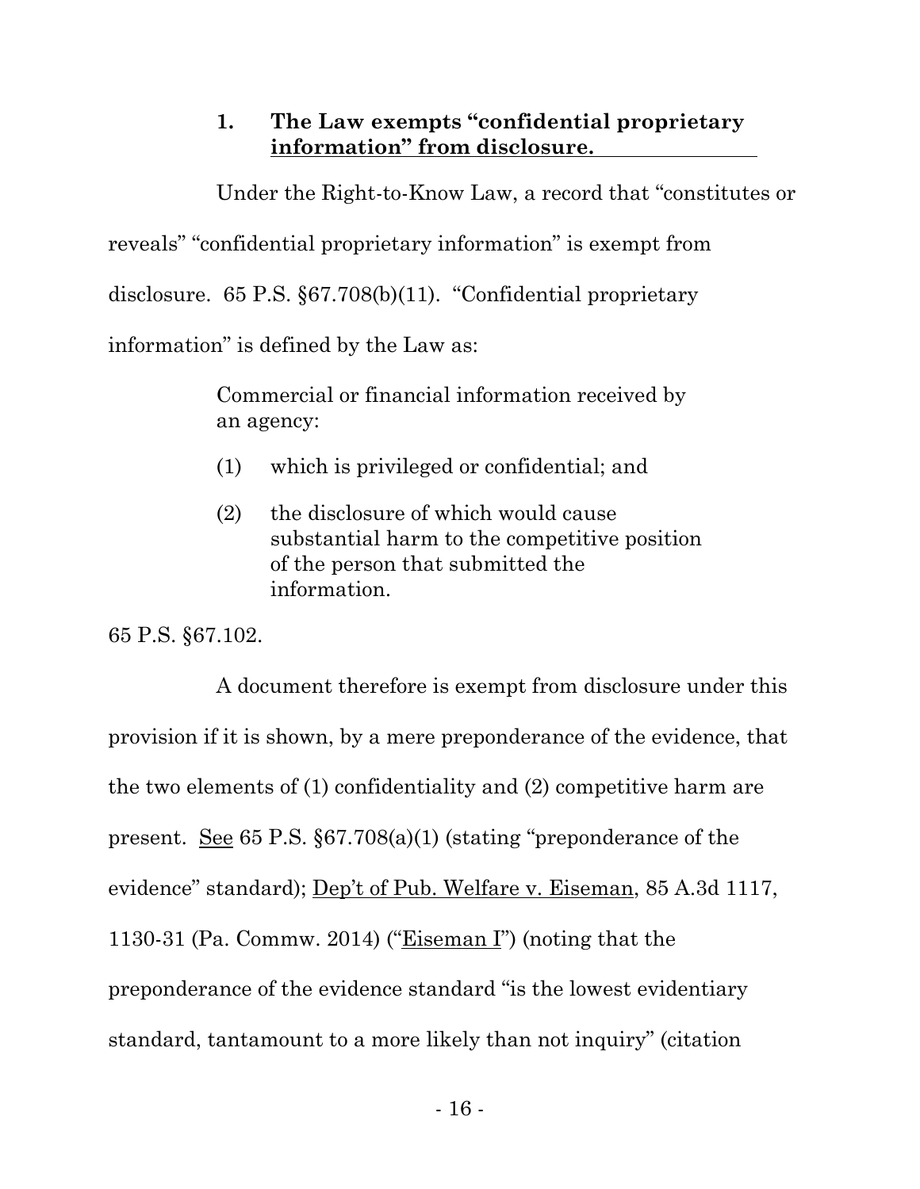### 1. The Law exempts "confidential proprietary information" from disclosure.

Under the Right-to-Know Law, a record that "constitutes or reveals" "confidential proprietary information" is exempt from disclosure. 65 P.S. §67.708(b)(11). "Confidential proprietary information" is defined by the Law as:

> Commercial or financial information received by an agency:
>
> (1) which is privileged or confidential; and
>
> (2) the disclosure of which would cause substantial harm to the competitive position of the person that submitted the information.

65 P.S. §67.102.

A document therefore is exempt from disclosure under this provision if it is shown, by a mere preponderance of the evidence, that the two elements of (1) confidentiality and (2) competitive harm are present. See 65 P.S. §67.708(a)(1) (stating "preponderance of the evidence" standard); Dep't of Pub. Welfare v. Eiseman, 85 A.3d 1117, 1130-31 (Pa. Commw. 2014) ("Eiseman I") (noting that the preponderance of the evidence standard "is the lowest evidentiary standard, tantamount to a more likely than not inquiry" (citation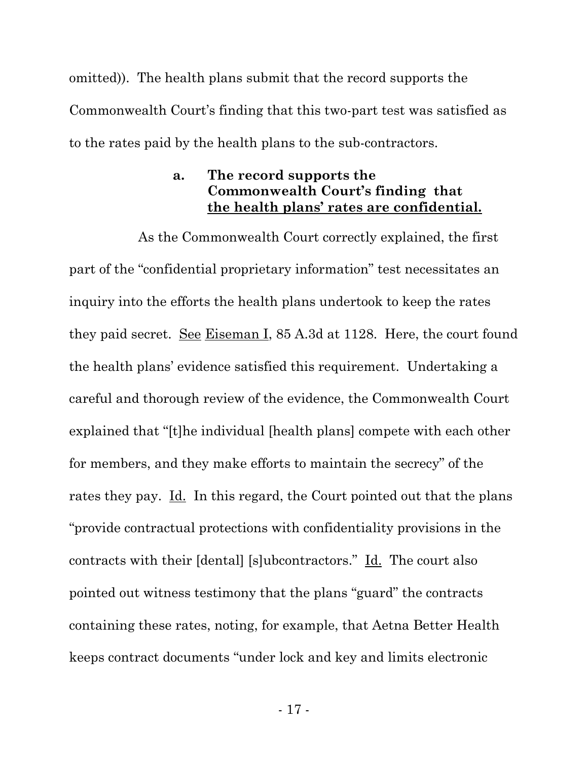omitted)). The health plans submit that the record supports the Commonwealth Court's finding that this two-part test was satisfied as to the rates paid by the health plans to the sub-contractors.

### a. The record supports the Commonwealth Court's finding that <u>the health plans' rates are confidential.</u>

As the Commonwealth Court correctly explained, the first part of the "confidential proprietary information" test necessitates an inquiry into the efforts the health plans undertook to keep the rates they paid secret. <u>See</u> <u>Eiseman I</u>, 85 A.3d at 1128. Here, the court found the health plans' evidence satisfied this requirement. Undertaking a careful and thorough review of the evidence, the Commonwealth Court explained that "[t]he individual [health plans] compete with each other for members, and they make efforts to maintain the secrecy" of the rates they pay. <u>Id.</u> In this regard, the Court pointed out that the plans "provide contractual protections with confidentiality provisions in the contracts with their [dental] [s]ubcontractors." <u>Id.</u> The court also pointed out witness testimony that the plans "guard" the contracts containing these rates, noting, for example, that Aetna Better Health keeps contract documents "under lock and key and limits electronic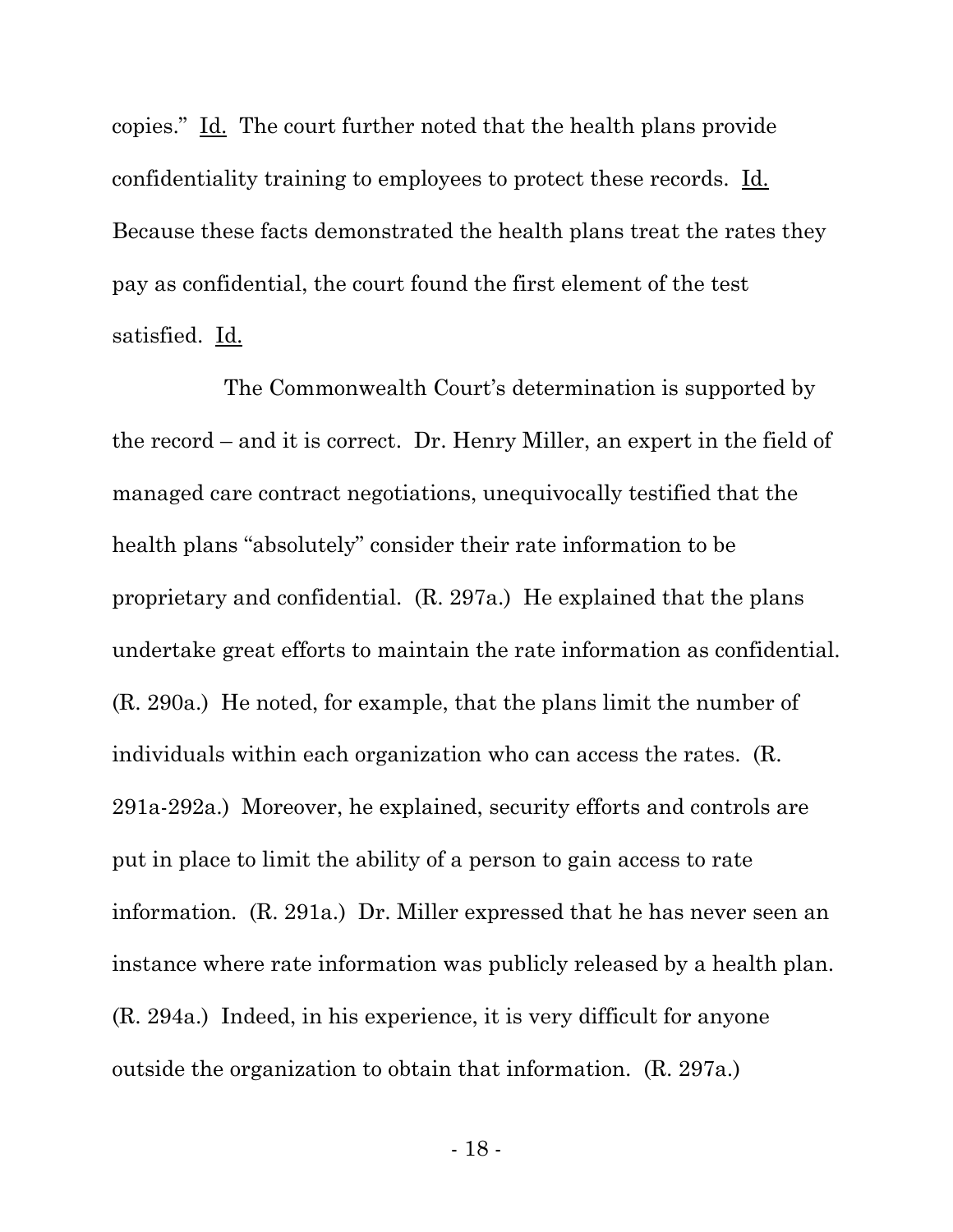copies." Id. The court further noted that the health plans provide confidentiality training to employees to protect these records. Id. Because these facts demonstrated the health plans treat the rates they pay as confidential, the court found the first element of the test satisfied. Id.

The Commonwealth Court's determination is supported by the record – and it is correct. Dr. Henry Miller, an expert in the field of managed care contract negotiations, unequivocally testified that the health plans "absolutely" consider their rate information to be proprietary and confidential. (R. 297a.) He explained that the plans undertake great efforts to maintain the rate information as confidential. (R. 290a.) He noted, for example, that the plans limit the number of individuals within each organization who can access the rates. (R. 291a-292a.) Moreover, he explained, security efforts and controls are put in place to limit the ability of a person to gain access to rate information. (R. 291a.) Dr. Miller expressed that he has never seen an instance where rate information was publicly released by a health plan. (R. 294a.) Indeed, in his experience, it is very difficult for anyone outside the organization to obtain that information. (R. 297a.)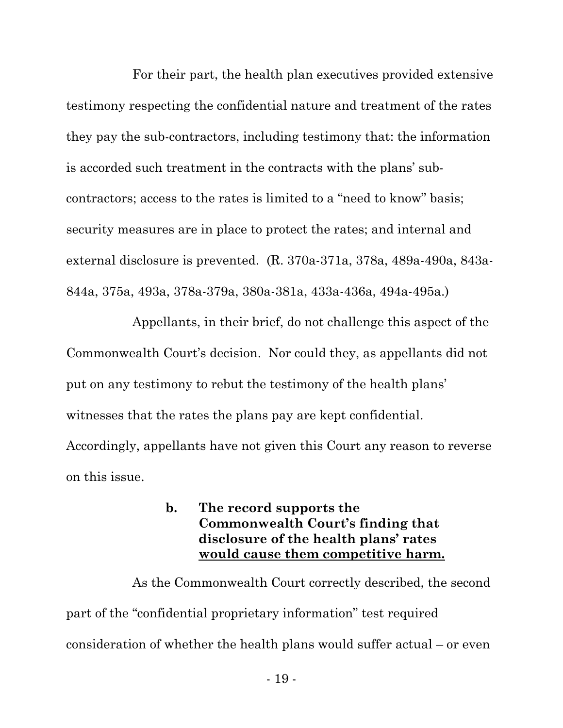For their part, the health plan executives provided extensive testimony respecting the confidential nature and treatment of the rates they pay the sub-contractors, including testimony that: the information is accorded such treatment in the contracts with the plans' sub-contractors; access to the rates is limited to a "need to know" basis; security measures are in place to protect the rates; and internal and external disclosure is prevented. (R. 370a-371a, 378a, 489a-490a, 843a-844a, 375a, 493a, 378a-379a, 380a-381a, 433a-436a, 494a-495a.)

Appellants, in their brief, do not challenge this aspect of the Commonwealth Court's decision. Nor could they, as appellants did not put on any testimony to rebut the testimony of the health plans' witnesses that the rates the plans pay are kept confidential. Accordingly, appellants have not given this Court any reason to reverse on this issue.

#### b. The record supports the Commonwealth Court's finding that disclosure of the health plans' rates would cause them competitive harm.

As the Commonwealth Court correctly described, the second part of the "confidential proprietary information" test required consideration of whether the health plans would suffer actual – or even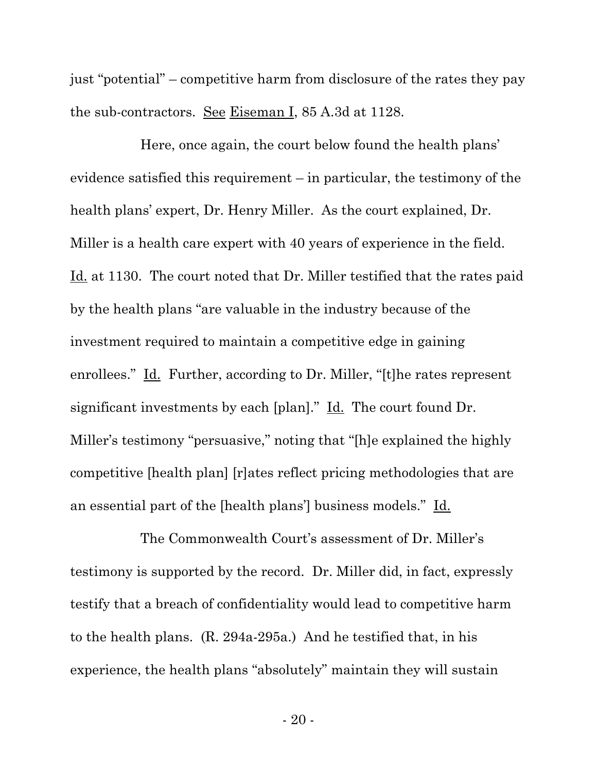just "potential" – competitive harm from disclosure of the rates they pay the sub-contractors. See Eiseman I, 85 A.3d at 1128.

Here, once again, the court below found the health plans' evidence satisfied this requirement – in particular, the testimony of the health plans' expert, Dr. Henry Miller. As the court explained, Dr. Miller is a health care expert with 40 years of experience in the field. Id. at 1130. The court noted that Dr. Miller testified that the rates paid by the health plans "are valuable in the industry because of the investment required to maintain a competitive edge in gaining enrollees." Id. Further, according to Dr. Miller, "[t]he rates represent significant investments by each [plan]." Id. The court found Dr. Miller's testimony "persuasive," noting that "[h]e explained the highly competitive [health plan] [r]ates reflect pricing methodologies that are an essential part of the [health plans'] business models." Id.

The Commonwealth Court's assessment of Dr. Miller's testimony is supported by the record. Dr. Miller did, in fact, expressly testify that a breach of confidentiality would lead to competitive harm to the health plans. (R. 294a-295a.) And he testified that, in his experience, the health plans "absolutely" maintain they will sustain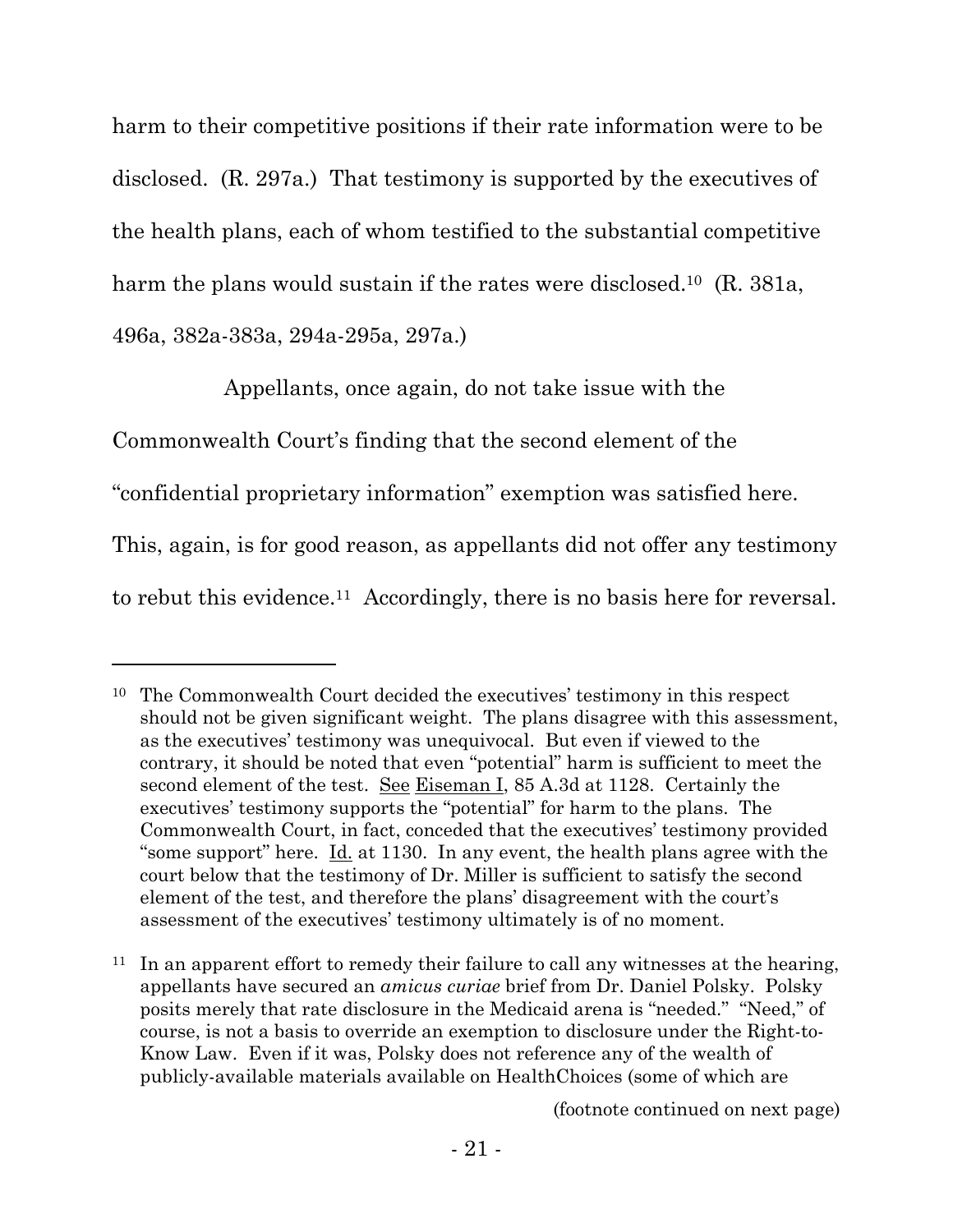harm to their competitive positions if their rate information were to be disclosed. (R. 297a.) That testimony is supported by the executives of the health plans, each of whom testified to the substantial competitive harm the plans would sustain if the rates were disclosed.[10] (R. 381a, 496a, 382a-383a, 294a-295a, 297a.)

Appellants, once again, do not take issue with the Commonwealth Court's finding that the second element of the "confidential proprietary information" exemption was satisfied here. This, again, is for good reason, as appellants did not offer any testimony to rebut this evidence.[11] Accordingly, there is no basis here for reversal.

---

[10] The Commonwealth Court decided the executives' testimony in this respect should not be given significant weight. The plans disagree with this assessment, as the executives' testimony was unequivocal. But even if viewed to the contrary, it should be noted that even "potential" harm is sufficient to meet the second element of the test. See Eiseman I, 85 A.3d at 1128. Certainly the executives' testimony supports the "potential" for harm to the plans. The Commonwealth Court, in fact, conceded that the executives' testimony provided "some support" here. Id. at 1130. In any event, the health plans agree with the court below that the testimony of Dr. Miller is sufficient to satisfy the second element of the test, and therefore the plans' disagreement with the court's assessment of the executives' testimony ultimately is of no moment.

[11] In an apparent effort to remedy their failure to call any witnesses at the hearing, appellants have secured an *amicus curiae* brief from Dr. Daniel Polsky. Polsky posits merely that rate disclosure in the Medicaid arena is "needed." "Need," of course, is not a basis to override an exemption to disclosure under the Right-to-Know Law. Even if it was, Polsky does not reference any of the wealth of publicly-available materials available on HealthChoices (some of which are

(footnote continued on next page)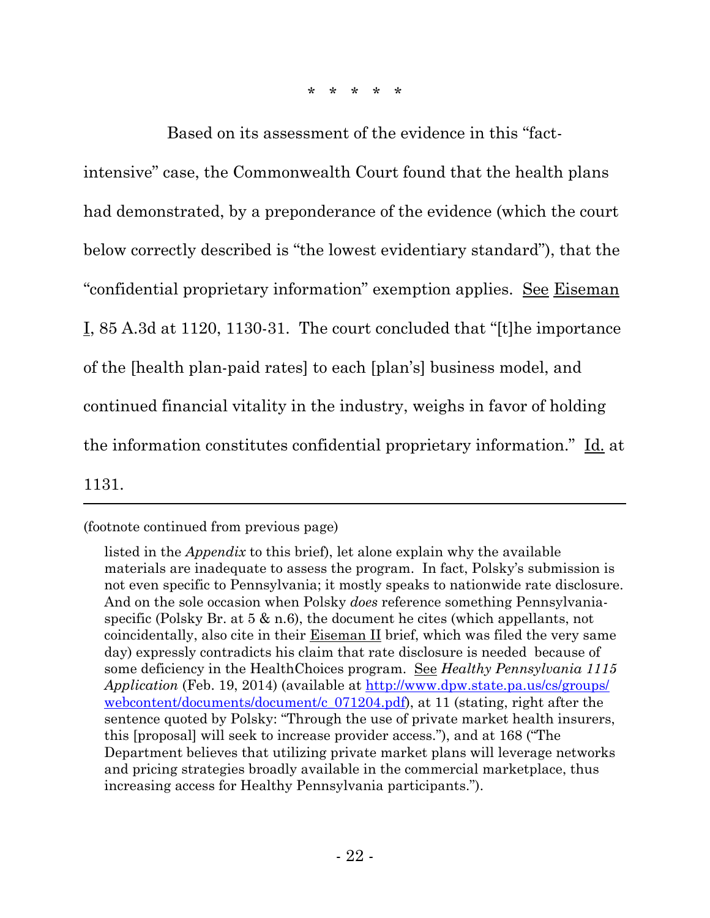\* \* \* \* \*

Based on its assessment of the evidence in this "fact-intensive" case, the Commonwealth Court found that the health plans had demonstrated, by a preponderance of the evidence (which the court below correctly described is "the lowest evidentiary standard"), that the "confidential proprietary information" exemption applies. See Eiseman I, 85 A.3d at 1120, 1130-31. The court concluded that "[t]he importance of the [health plan-paid rates] to each [plan's] business model, and continued financial vitality in the industry, weighs in favor of holding the information constitutes confidential proprietary information." Id. at 1131.

---

(footnote continued from previous page)

listed in the *Appendix* to this brief), let alone explain why the available materials are inadequate to assess the program. In fact, Polsky's submission is not even specific to Pennsylvania; it mostly speaks to nationwide rate disclosure. And on the sole occasion when Polsky *does* reference something Pennsylvania-specific (Polsky Br. at 5 & n.6), the document he cites (which appellants, not coincidentally, also cite in their Eiseman II brief, which was filed the very same day) expressly contradicts his claim that rate disclosure is needed because of some deficiency in the HealthChoices program. See *Healthy Pennsylvania 1115 Application* (Feb. 19, 2014) (available at http://www.dpw.state.pa.us/cs/groups/webcontent/documents/document/c_071204.pdf), at 11 (stating, right after the sentence quoted by Polsky: "Through the use of private market health insurers, this [proposal] will seek to increase provider access."), and at 168 ("The Department believes that utilizing private market plans will leverage networks and pricing strategies broadly available in the commercial marketplace, thus increasing access for Healthy Pennsylvania participants.").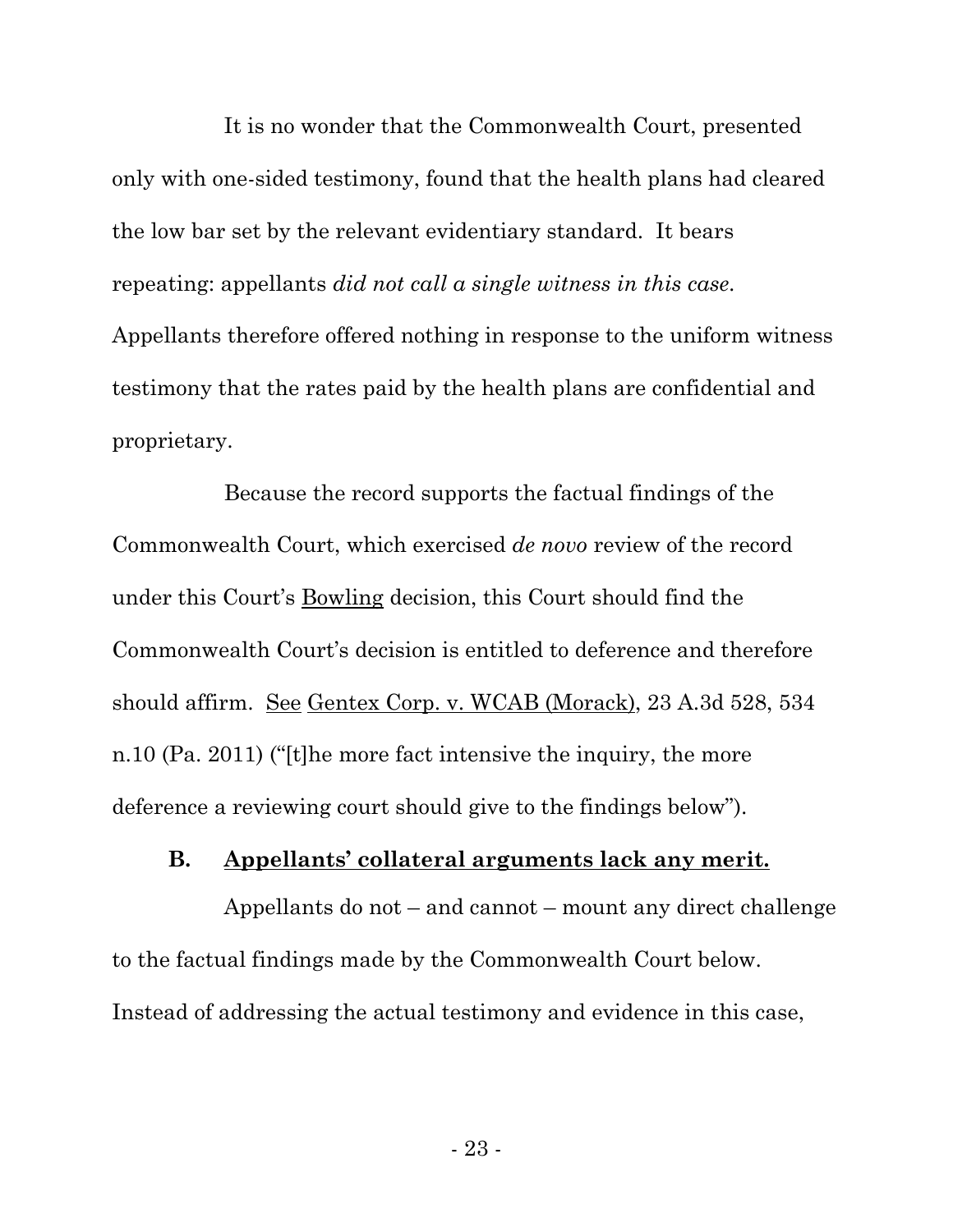It is no wonder that the Commonwealth Court, presented only with one-sided testimony, found that the health plans had cleared the low bar set by the relevant evidentiary standard. It bears repeating: appellants *did not call a single witness in this case.* Appellants therefore offered nothing in response to the uniform witness testimony that the rates paid by the health plans are confidential and proprietary.

Because the record supports the factual findings of the Commonwealth Court, which exercised *de novo* review of the record under this Court's Bowling decision, this Court should find the Commonwealth Court's decision is entitled to deference and therefore should affirm. See Gentex Corp. v. WCAB (Morack), 23 A.3d 528, 534 n.10 (Pa. 2011) ("[t]he more fact intensive the inquiry, the more deference a reviewing court should give to the findings below").

**B. Appellants' collateral arguments lack any merit.**

Appellants do not – and cannot – mount any direct challenge to the factual findings made by the Commonwealth Court below. Instead of addressing the actual testimony and evidence in this case,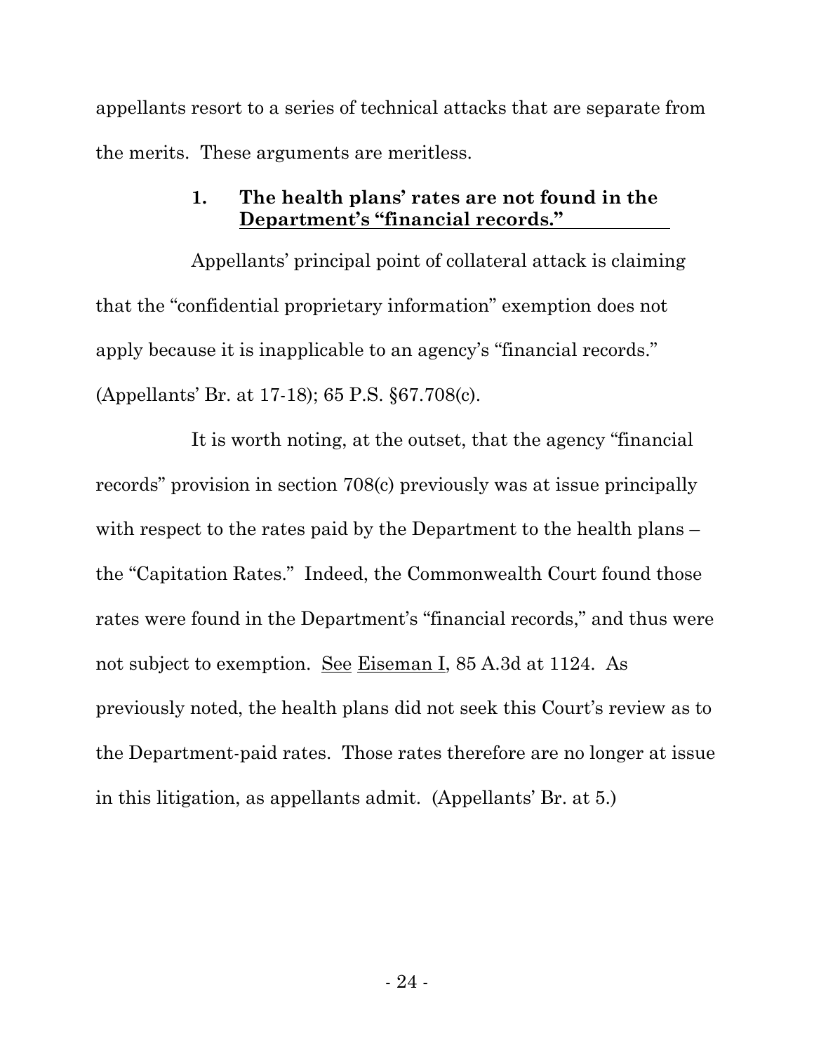appellants resort to a series of technical attacks that are separate from the merits. These arguments are meritless.

### 1. The health plans' rates are not found in the Department's "financial records."

Appellants' principal point of collateral attack is claiming that the "confidential proprietary information" exemption does not apply because it is inapplicable to an agency's "financial records." (Appellants' Br. at 17-18); 65 P.S. §67.708(c).

It is worth noting, at the outset, that the agency "financial records" provision in section 708(c) previously was at issue principally with respect to the rates paid by the Department to the health plans – the "Capitation Rates." Indeed, the Commonwealth Court found those rates were found in the Department's "financial records," and thus were not subject to exemption. See Eiseman I, 85 A.3d at 1124. As previously noted, the health plans did not seek this Court's review as to the Department-paid rates. Those rates therefore are no longer at issue in this litigation, as appellants admit. (Appellants' Br. at 5.)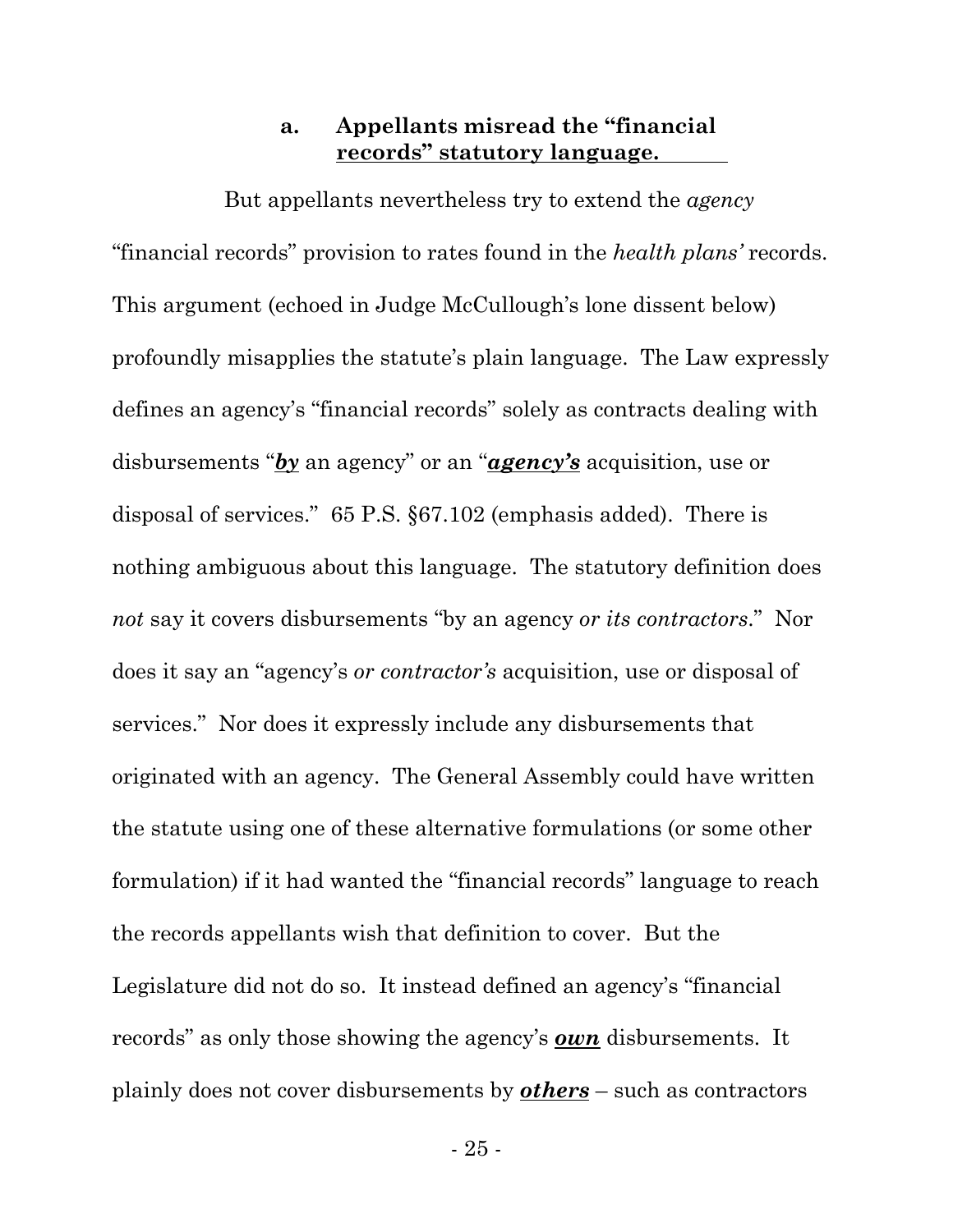### a. Appellants misread the "financial records" statutory language.

But appellants nevertheless try to extend the *agency* "financial records" provision to rates found in the *health plans'* records. This argument (echoed in Judge McCullough's lone dissent below) profoundly misapplies the statute's plain language. The Law expressly defines an agency's "financial records" solely as contracts dealing with disbursements "***by*** an agency" or an "***agency's*** acquisition, use or disposal of services." 65 P.S. §67.102 (emphasis added). There is nothing ambiguous about this language. The statutory definition does *not* say it covers disbursements "by an agency *or its contractors*." Nor does it say an "agency's *or contractor's* acquisition, use or disposal of services." Nor does it expressly include any disbursements that originated with an agency. The General Assembly could have written the statute using one of these alternative formulations (or some other formulation) if it had wanted the "financial records" language to reach the records appellants wish that definition to cover. But the Legislature did not do so. It instead defined an agency's "financial records" as only those showing the agency's ***own*** disbursements. It plainly does not cover disbursements by ***others*** – such as contractors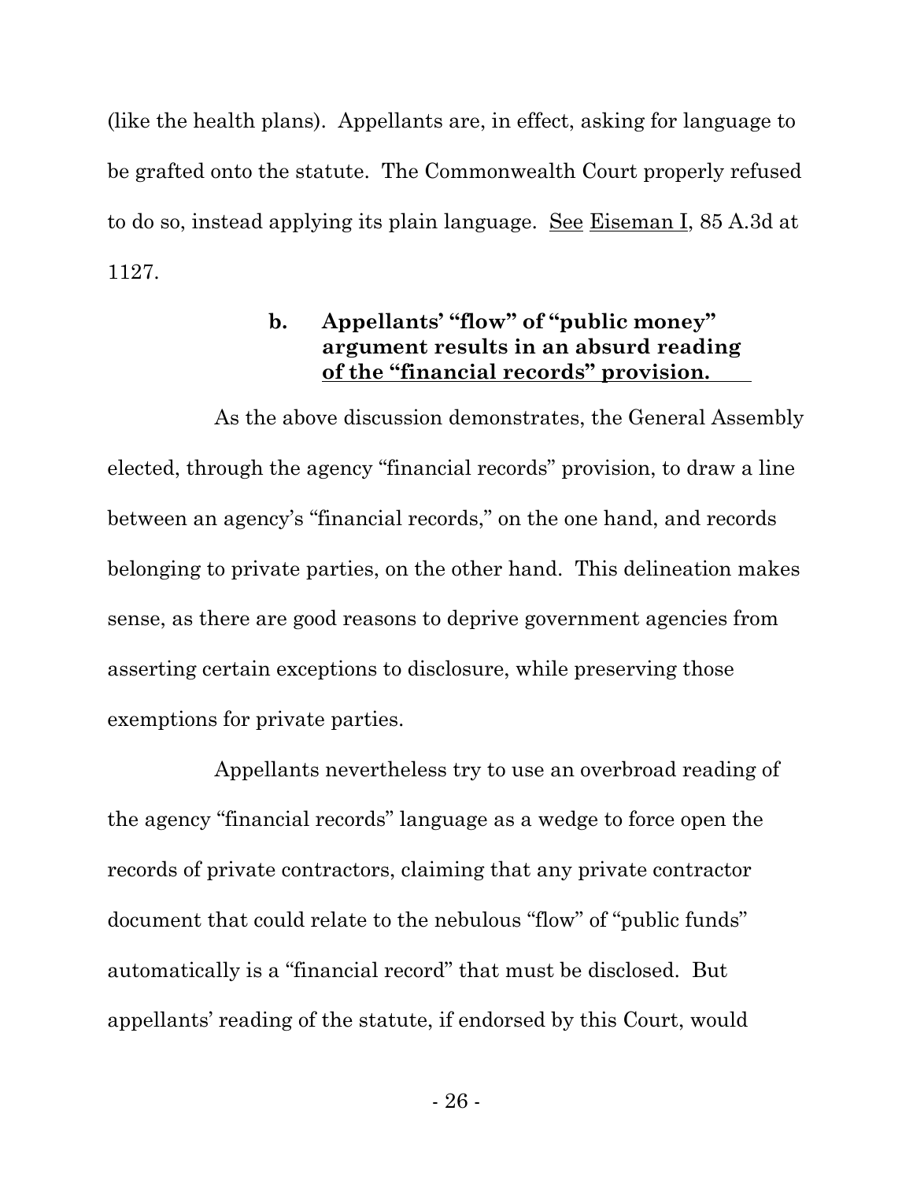(like the health plans). Appellants are, in effect, asking for language to be grafted onto the statute. The Commonwealth Court properly refused to do so, instead applying its plain language. See Eiseman I, 85 A.3d at 1127.

#### b. Appellants' "flow" of "public money" argument results in an absurd reading of the "financial records" provision.

As the above discussion demonstrates, the General Assembly elected, through the agency "financial records" provision, to draw a line between an agency's "financial records," on the one hand, and records belonging to private parties, on the other hand. This delineation makes sense, as there are good reasons to deprive government agencies from asserting certain exceptions to disclosure, while preserving those exemptions for private parties.

Appellants nevertheless try to use an overbroad reading of the agency "financial records" language as a wedge to force open the records of private contractors, claiming that any private contractor document that could relate to the nebulous "flow" of "public funds" automatically is a "financial record" that must be disclosed. But appellants' reading of the statute, if endorsed by this Court, would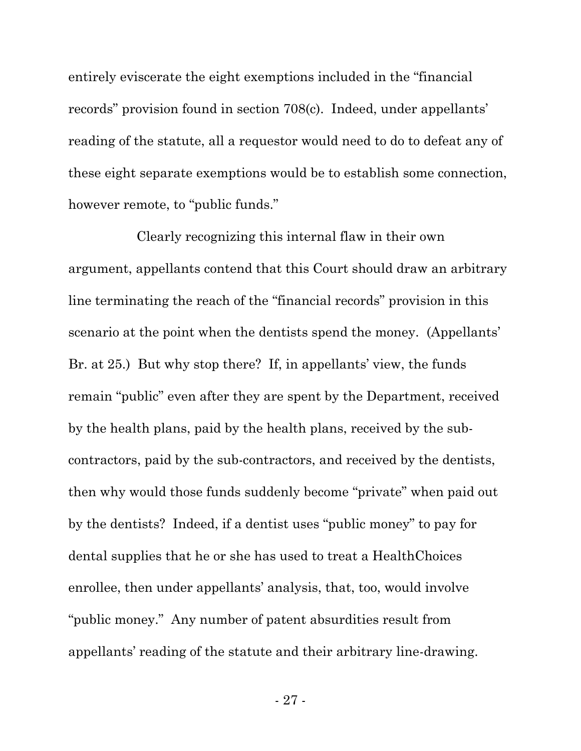entirely eviscerate the eight exemptions included in the "financial records" provision found in section 708(c). Indeed, under appellants' reading of the statute, all a requestor would need to do to defeat any of these eight separate exemptions would be to establish some connection, however remote, to "public funds."

Clearly recognizing this internal flaw in their own argument, appellants contend that this Court should draw an arbitrary line terminating the reach of the "financial records" provision in this scenario at the point when the dentists spend the money. (Appellants' Br. at 25.) But why stop there? If, in appellants' view, the funds remain "public" even after they are spent by the Department, received by the health plans, paid by the health plans, received by the sub-contractors, paid by the sub-contractors, and received by the dentists, then why would those funds suddenly become "private" when paid out by the dentists? Indeed, if a dentist uses "public money" to pay for dental supplies that he or she has used to treat a HealthChoices enrollee, then under appellants' analysis, that, too, would involve "public money." Any number of patent absurdities result from appellants' reading of the statute and their arbitrary line-drawing.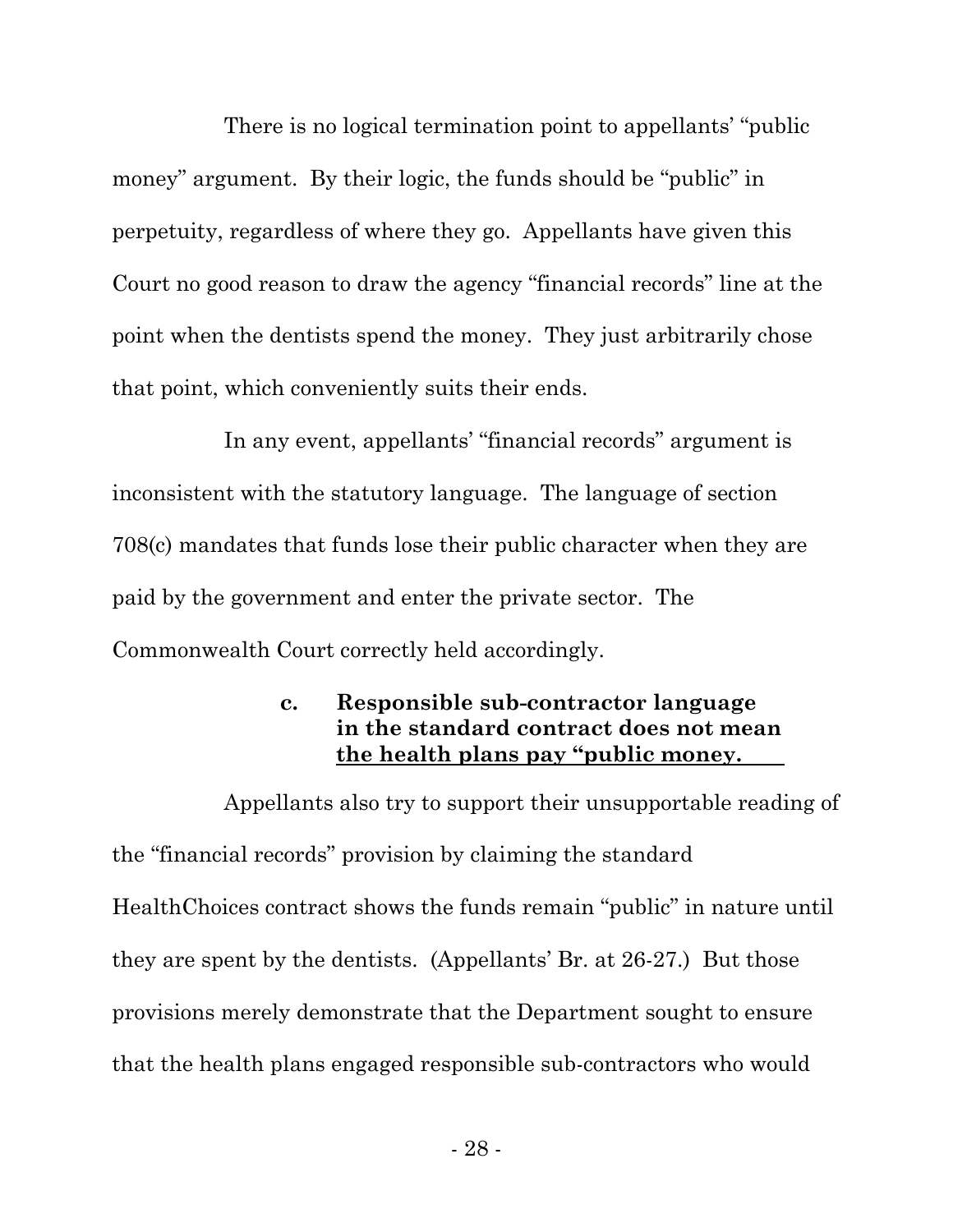There is no logical termination point to appellants' "public money" argument. By their logic, the funds should be "public" in perpetuity, regardless of where they go. Appellants have given this Court no good reason to draw the agency "financial records" line at the point when the dentists spend the money. They just arbitrarily chose that point, which conveniently suits their ends.

In any event, appellants' "financial records" argument is inconsistent with the statutory language. The language of section 708(c) mandates that funds lose their public character when they are paid by the government and enter the private sector. The Commonwealth Court correctly held accordingly.

#### c. Responsible sub-contractor language in the standard contract does not mean the health plans pay "public money.

Appellants also try to support their unsupportable reading of the "financial records" provision by claiming the standard HealthChoices contract shows the funds remain "public" in nature until they are spent by the dentists. (Appellants' Br. at 26-27.) But those provisions merely demonstrate that the Department sought to ensure that the health plans engaged responsible sub-contractors who would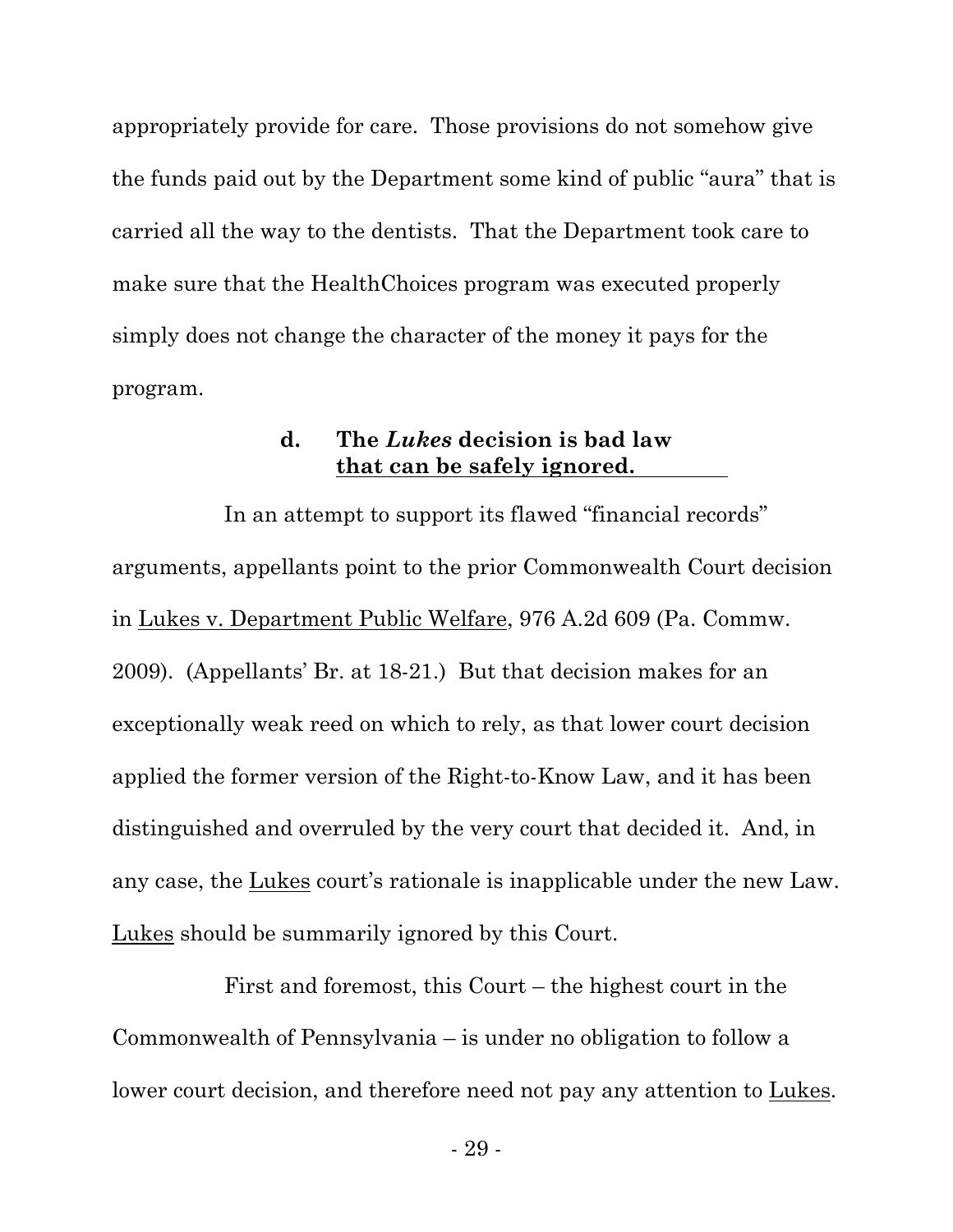appropriately provide for care. Those provisions do not somehow give the funds paid out by the Department some kind of public "aura" that is carried all the way to the dentists. That the Department took care to make sure that the HealthChoices program was executed properly simply does not change the character of the money it pays for the program.

#### d. The *Lukes* decision is bad law that can be safely ignored.

In an attempt to support its flawed "financial records" arguments, appellants point to the prior Commonwealth Court decision in Lukes v. Department Public Welfare, 976 A.2d 609 (Pa. Commw. 2009). (Appellants' Br. at 18-21.) But that decision makes for an exceptionally weak reed on which to rely, as that lower court decision applied the former version of the Right-to-Know Law, and it has been distinguished and overruled by the very court that decided it. And, in any case, the Lukes court's rationale is inapplicable under the new Law. Lukes should be summarily ignored by this Court.

First and foremost, this Court – the highest court in the Commonwealth of Pennsylvania – is under no obligation to follow a lower court decision, and therefore need not pay any attention to Lukes.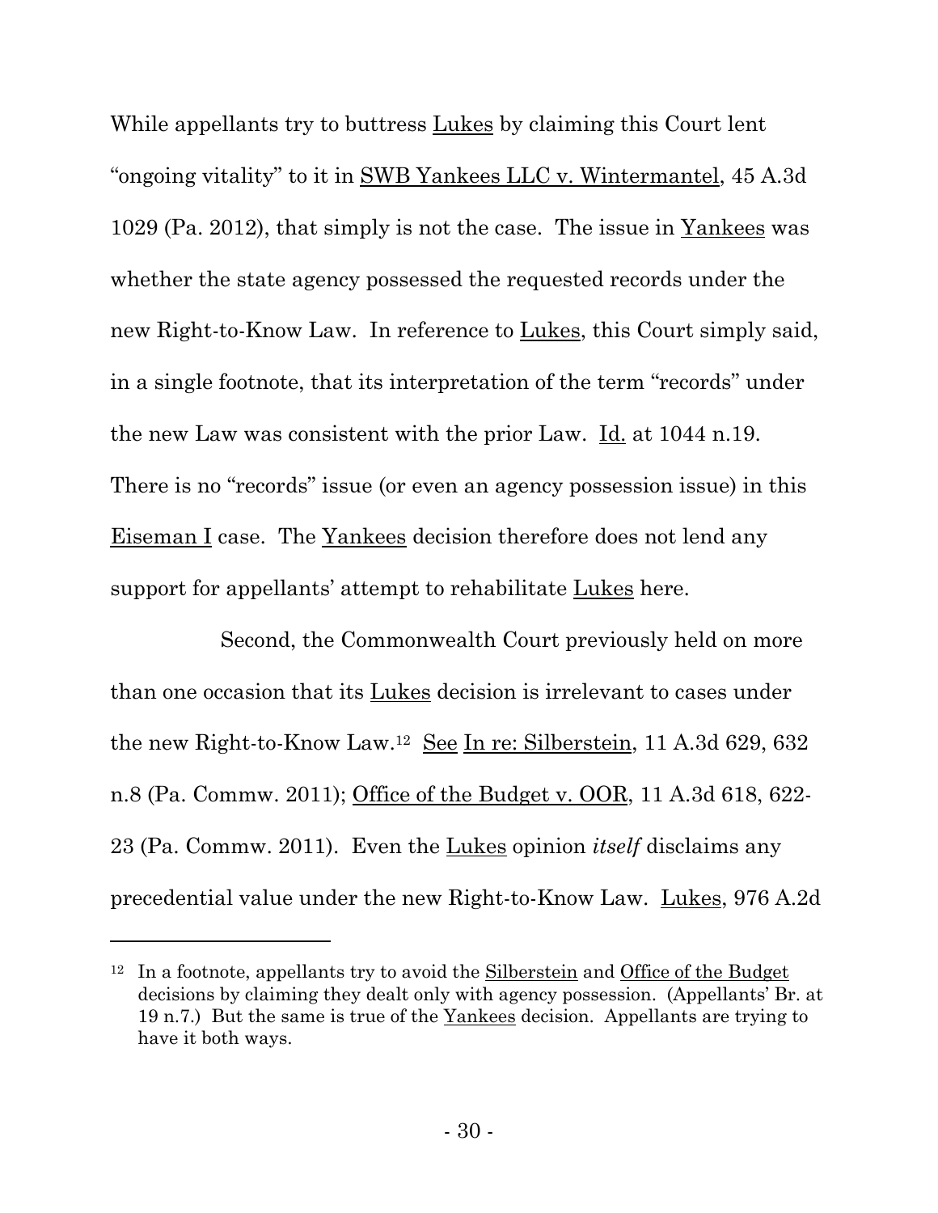While appellants try to buttress Lukes by claiming this Court lent "ongoing vitality" to it in SWB Yankees LLC v. Wintermantel, 45 A.3d 1029 (Pa. 2012), that simply is not the case. The issue in Yankees was whether the state agency possessed the requested records under the new Right-to-Know Law. In reference to Lukes, this Court simply said, in a single footnote, that its interpretation of the term "records" under the new Law was consistent with the prior Law. Id. at 1044 n.19. There is no "records" issue (or even an agency possession issue) in this Eiseman I case. The Yankees decision therefore does not lend any support for appellants' attempt to rehabilitate Lukes here.

Second, the Commonwealth Court previously held on more than one occasion that its Lukes decision is irrelevant to cases under the new Right-to-Know Law.[12] See In re: Silberstein, 11 A.3d 629, 632 n.8 (Pa. Commw. 2011); Office of the Budget v. OOR, 11 A.3d 618, 622-23 (Pa. Commw. 2011). Even the Lukes opinion *itself* disclaims any precedential value under the new Right-to-Know Law. Lukes, 976 A.2d

---

[12] In a footnote, appellants try to avoid the Silberstein and Office of the Budget decisions by claiming they dealt only with agency possession. (Appellants' Br. at 19 n.7.) But the same is true of the Yankees decision. Appellants are trying to have it both ways.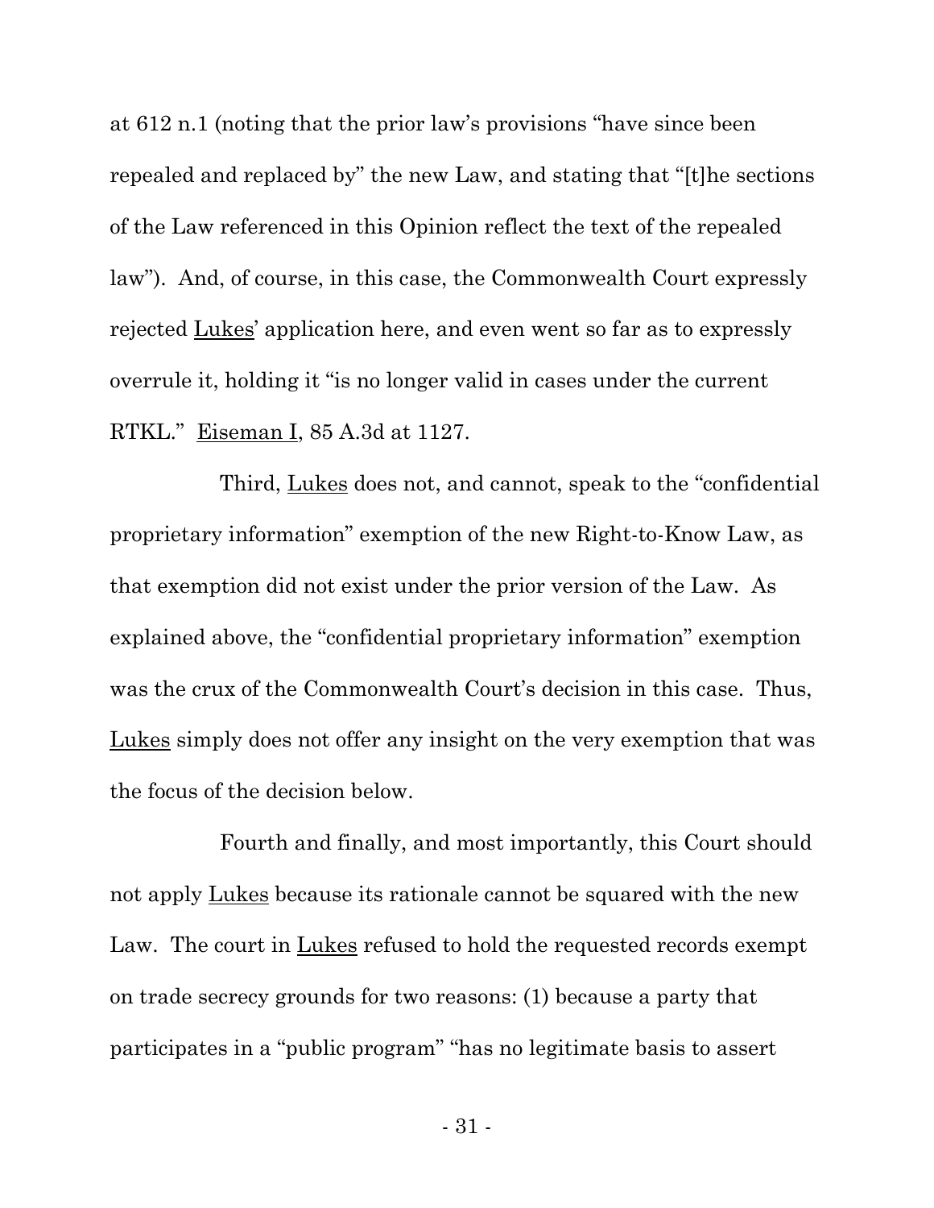at 612 n.1 (noting that the prior law's provisions "have since been repealed and replaced by" the new Law, and stating that "[t]he sections of the Law referenced in this Opinion reflect the text of the repealed law"). And, of course, in this case, the Commonwealth Court expressly rejected Lukes' application here, and even went so far as to expressly overrule it, holding it "is no longer valid in cases under the current RTKL." Eiseman I, 85 A.3d at 1127.

Third, Lukes does not, and cannot, speak to the "confidential proprietary information" exemption of the new Right-to-Know Law, as that exemption did not exist under the prior version of the Law. As explained above, the "confidential proprietary information" exemption was the crux of the Commonwealth Court's decision in this case. Thus, Lukes simply does not offer any insight on the very exemption that was the focus of the decision below.

Fourth and finally, and most importantly, this Court should not apply Lukes because its rationale cannot be squared with the new Law. The court in Lukes refused to hold the requested records exempt on trade secrecy grounds for two reasons: (1) because a party that participates in a "public program" "has no legitimate basis to assert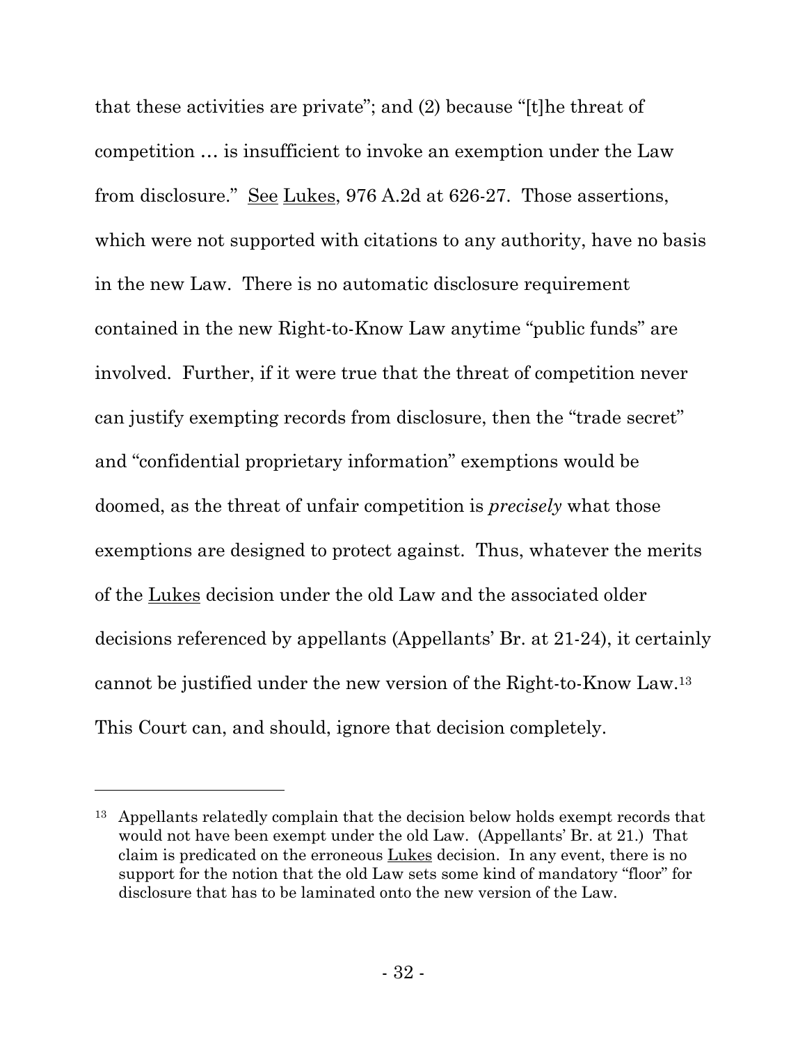that these activities are private"; and (2) because "[t]he threat of competition … is insufficient to invoke an exemption under the Law from disclosure." See Lukes, 976 A.2d at 626-27. Those assertions, which were not supported with citations to any authority, have no basis in the new Law. There is no automatic disclosure requirement contained in the new Right-to-Know Law anytime "public funds" are involved. Further, if it were true that the threat of competition never can justify exempting records from disclosure, then the "trade secret" and "confidential proprietary information" exemptions would be doomed, as the threat of unfair competition is *precisely* what those exemptions are designed to protect against. Thus, whatever the merits of the Lukes decision under the old Law and the associated older decisions referenced by appellants (Appellants' Br. at 21-24), it certainly cannot be justified under the new version of the Right-to-Know Law.[13] This Court can, and should, ignore that decision completely.

---

[13] Appellants relatedly complain that the decision below holds exempt records that would not have been exempt under the old Law. (Appellants' Br. at 21.) That claim is predicated on the erroneous Lukes decision. In any event, there is no support for the notion that the old Law sets some kind of mandatory "floor" for disclosure that has to be laminated onto the new version of the Law.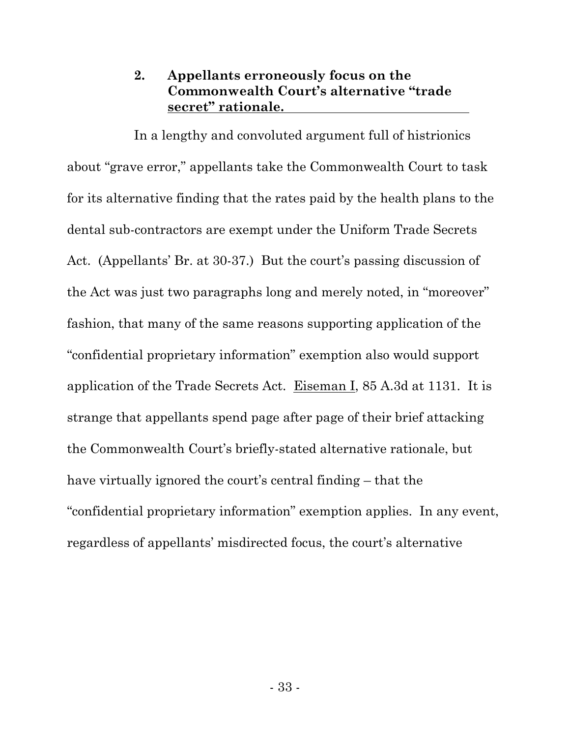### 2. Appellants erroneously focus on the Commonwealth Court's alternative "trade secret" rationale.

In a lengthy and convoluted argument full of histrionics about "grave error," appellants take the Commonwealth Court to task for its alternative finding that the rates paid by the health plans to the dental sub-contractors are exempt under the Uniform Trade Secrets Act. (Appellants' Br. at 30-37.) But the court's passing discussion of the Act was just two paragraphs long and merely noted, in "moreover" fashion, that many of the same reasons supporting application of the "confidential proprietary information" exemption also would support application of the Trade Secrets Act. Eiseman I, 85 A.3d at 1131. It is strange that appellants spend page after page of their brief attacking the Commonwealth Court's briefly-stated alternative rationale, but have virtually ignored the court's central finding – that the "confidential proprietary information" exemption applies. In any event, regardless of appellants' misdirected focus, the court's alternative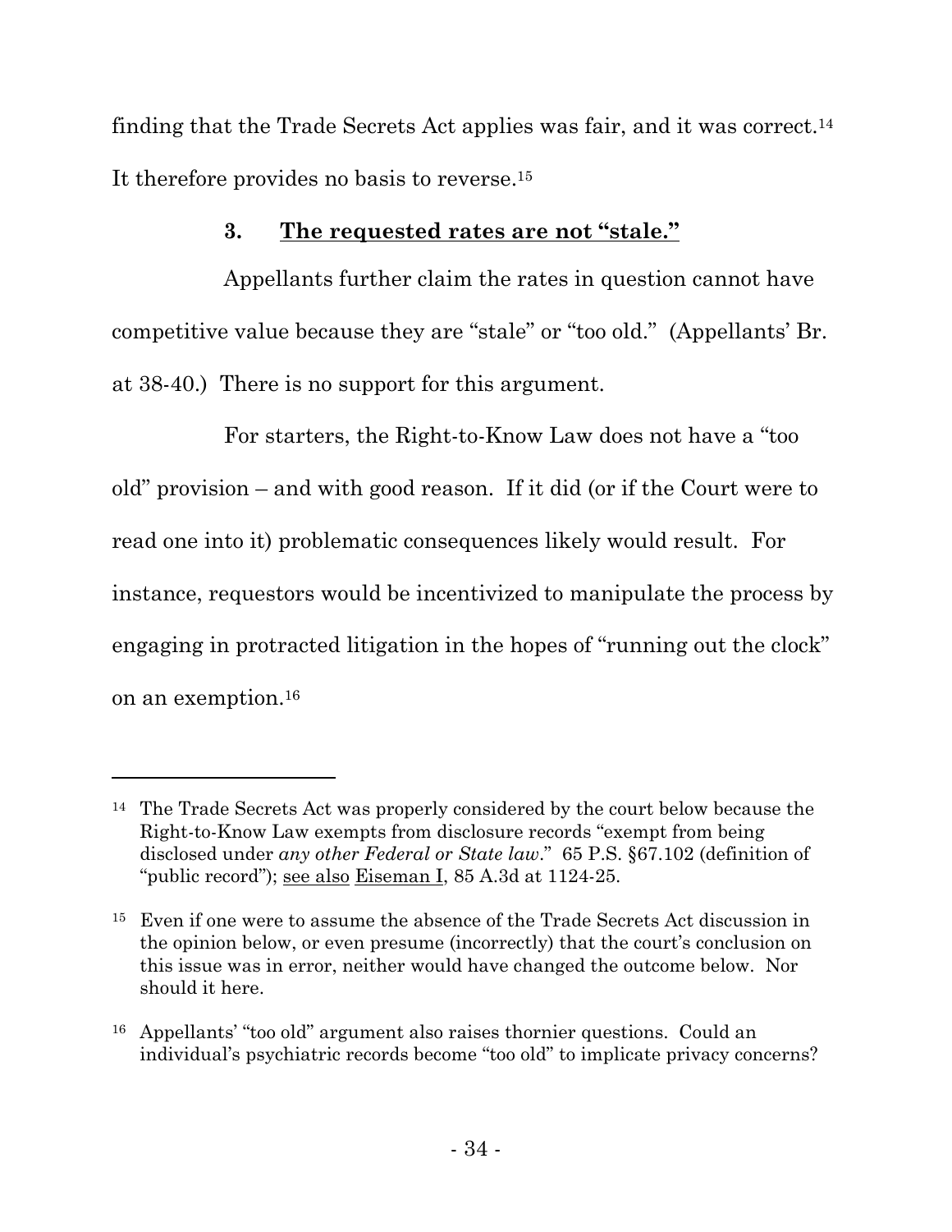finding that the Trade Secrets Act applies was fair, and it was correct.[14] It therefore provides no basis to reverse.[15]

### 3. <u>The requested rates are not "stale."</u>

Appellants further claim the rates in question cannot have competitive value because they are "stale" or "too old." (Appellants' Br. at 38-40.) There is no support for this argument.

For starters, the Right-to-Know Law does not have a "too old" provision – and with good reason. If it did (or if the Court were to read one into it) problematic consequences likely would result. For instance, requestors would be incentivized to manipulate the process by engaging in protracted litigation in the hopes of "running out the clock" on an exemption.[16]

---

[14] The Trade Secrets Act was properly considered by the court below because the Right-to-Know Law exempts from disclosure records "exempt from being disclosed under *any other Federal or State law*." 65 P.S. §67.102 (definition of "public record"); <u>see also</u> <u>Eiseman I</u>, 85 A.3d at 1124-25.

[15] Even if one were to assume the absence of the Trade Secrets Act discussion in the opinion below, or even presume (incorrectly) that the court's conclusion on this issue was in error, neither would have changed the outcome below. Nor should it here.

[16] Appellants' "too old" argument also raises thornier questions. Could an individual's psychiatric records become "too old" to implicate privacy concerns?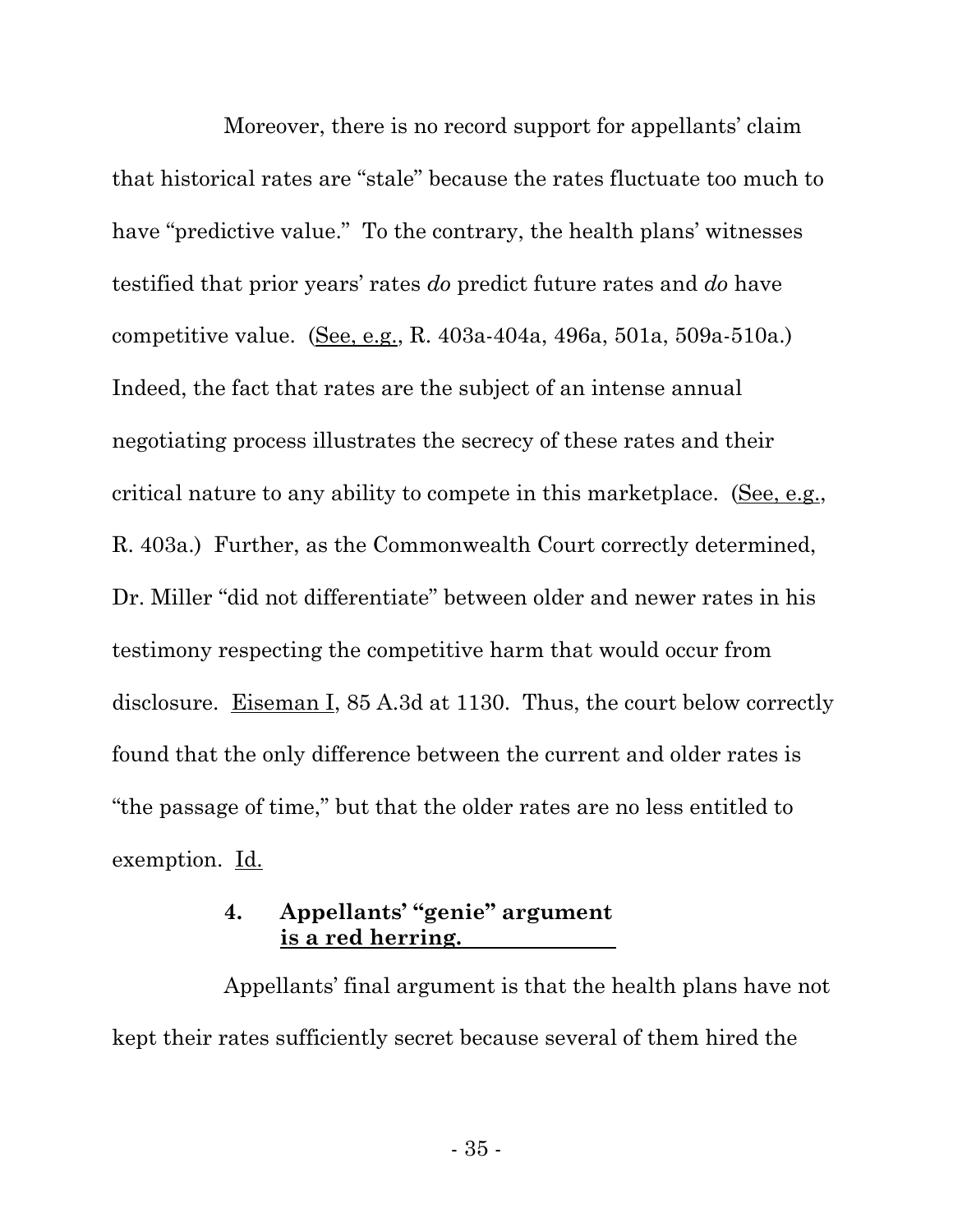Moreover, there is no record support for appellants' claim that historical rates are "stale" because the rates fluctuate too much to have "predictive value." To the contrary, the health plans' witnesses testified that prior years' rates *do* predict future rates and *do* have competitive value. (See, e.g., R. 403a-404a, 496a, 501a, 509a-510a.) Indeed, the fact that rates are the subject of an intense annual negotiating process illustrates the secrecy of these rates and their critical nature to any ability to compete in this marketplace. (See, e.g., R. 403a.) Further, as the Commonwealth Court correctly determined, Dr. Miller "did not differentiate" between older and newer rates in his testimony respecting the competitive harm that would occur from disclosure. Eiseman I, 85 A.3d at 1130. Thus, the court below correctly found that the only difference between the current and older rates is "the passage of time," but that the older rates are no less entitled to exemption. Id.

#### 4. Appellants' "genie" argument is a red herring.

Appellants' final argument is that the health plans have not kept their rates sufficiently secret because several of them hired the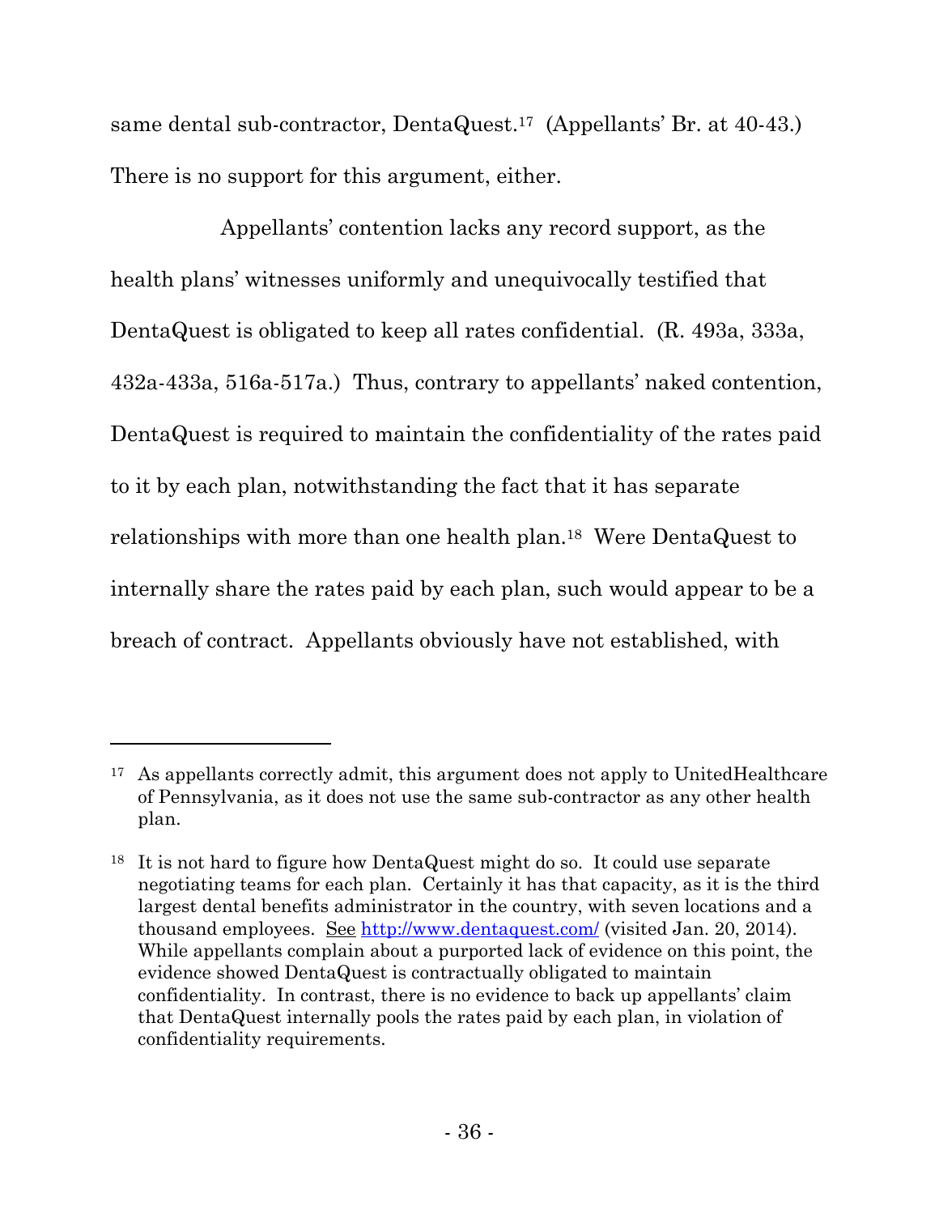same dental sub-contractor, DentaQuest.[17] (Appellants' Br. at 40-43.) There is no support for this argument, either.

Appellants' contention lacks any record support, as the health plans' witnesses uniformly and unequivocally testified that DentaQuest is obligated to keep all rates confidential. (R. 493a, 333a, 432a-433a, 516a-517a.) Thus, contrary to appellants' naked contention, DentaQuest is required to maintain the confidentiality of the rates paid to it by each plan, notwithstanding the fact that it has separate relationships with more than one health plan.[18] Were DentaQuest to internally share the rates paid by each plan, such would appear to be a breach of contract. Appellants obviously have not established, with

---

[17] As appellants correctly admit, this argument does not apply to UnitedHealthcare of Pennsylvania, as it does not use the same sub-contractor as any other health plan.

[18] It is not hard to figure how DentaQuest might do so. It could use separate negotiating teams for each plan. Certainly it has that capacity, as it is the third largest dental benefits administrator in the country, with seven locations and a thousand employees. See http://www.dentaquest.com/ (visited Jan. 20, 2014). While appellants complain about a purported lack of evidence on this point, the evidence showed DentaQuest is contractually obligated to maintain confidentiality. In contrast, there is no evidence to back up appellants' claim that DentaQuest internally pools the rates paid by each plan, in violation of confidentiality requirements.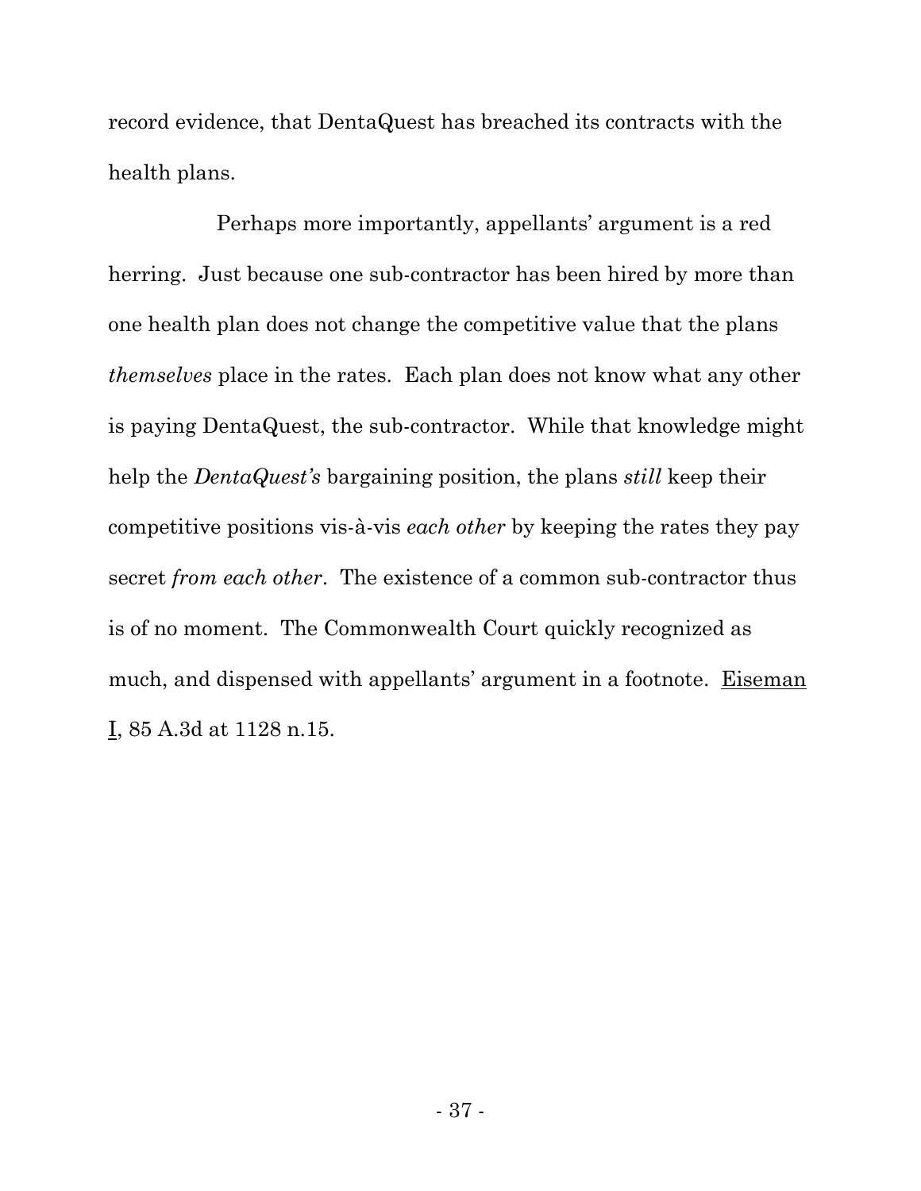record evidence, that DentaQuest has breached its contracts with the health plans.

Perhaps more importantly, appellants' argument is a red herring. Just because one sub-contractor has been hired by more than one health plan does not change the competitive value that the plans *themselves* place in the rates. Each plan does not know what any other is paying DentaQuest, the sub-contractor. While that knowledge might help the *DentaQuest's* bargaining position, the plans *still* keep their competitive positions vis-à-vis *each other* by keeping the rates they pay secret *from each other*. The existence of a common sub-contractor thus is of no moment. The Commonwealth Court quickly recognized as much, and dispensed with appellants' argument in a footnote. Eiseman I, 85 A.3d at 1128 n.15.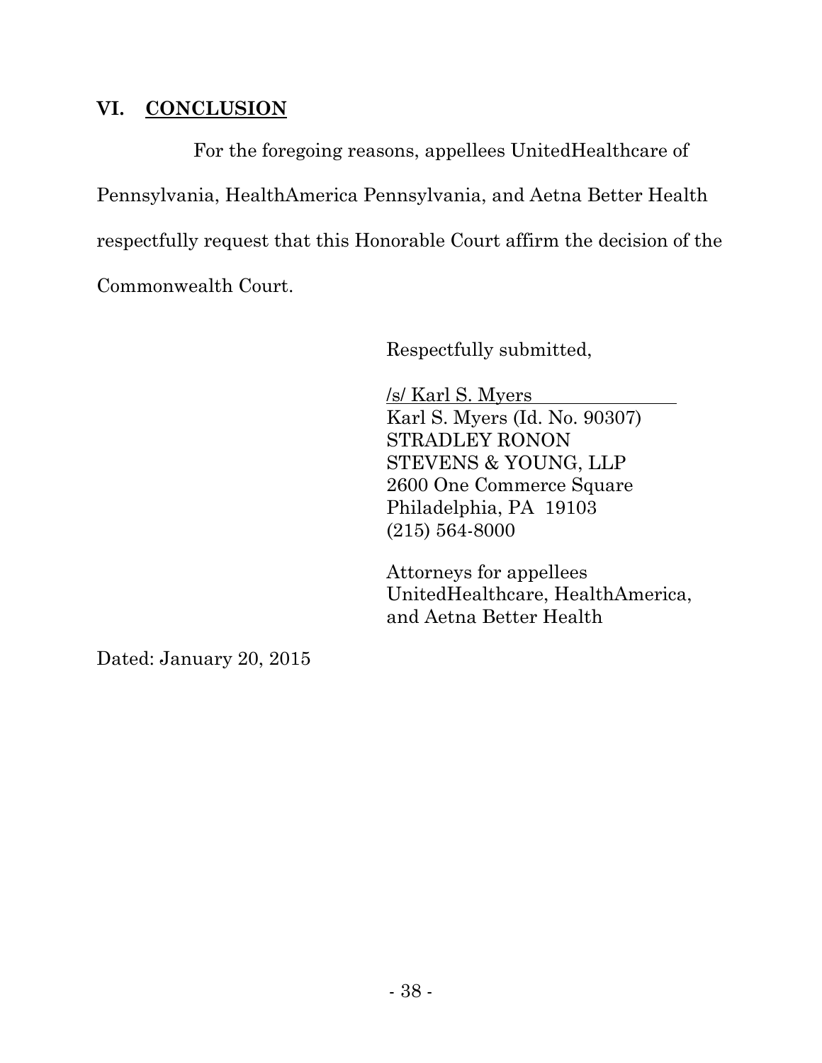## VI. CONCLUSION

For the foregoing reasons, appellees UnitedHealthcare of Pennsylvania, HealthAmerica Pennsylvania, and Aetna Better Health respectfully request that this Honorable Court affirm the decision of the Commonwealth Court.

Respectfully submitted,

/s/ Karl S. Myers
Karl S. Myers (Id. No. 90307)
STRADLEY RONON
STEVENS & YOUNG, LLP
2600 One Commerce Square
Philadelphia, PA 19103
(215) 564-8000

Attorneys for appellees
UnitedHealthcare, HealthAmerica,
and Aetna Better Health

Dated: January 20, 2015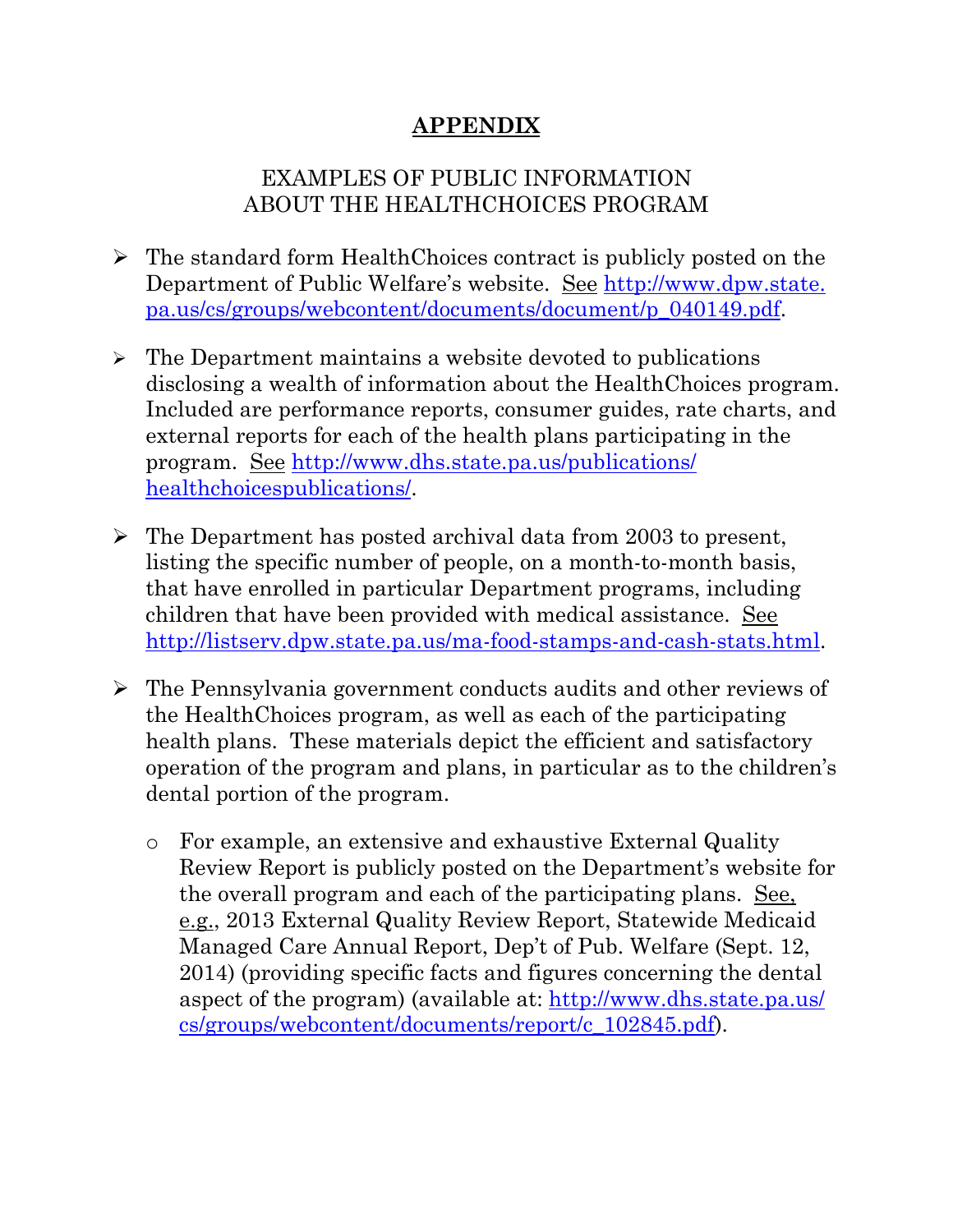# APPENDIX

## EXAMPLES OF PUBLIC INFORMATION ABOUT THE HEALTHCHOICES PROGRAM

- The standard form HealthChoices contract is publicly posted on the Department of Public Welfare's website. See http://www.dpw.state.pa.us/cs/groups/webcontent/documents/document/p_040149.pdf.

- The Department maintains a website devoted to publications disclosing a wealth of information about the HealthChoices program. Included are performance reports, consumer guides, rate charts, and external reports for each of the health plans participating in the program. See http://www.dhs.state.pa.us/publications/healthchoicespublications/.

- The Department has posted archival data from 2003 to present, listing the specific number of people, on a month-to-month basis, that have enrolled in particular Department programs, including children that have been provided with medical assistance. See http://listserv.dpw.state.pa.us/ma-food-stamps-and-cash-stats.html.

- The Pennsylvania government conducts audits and other reviews of the HealthChoices program, as well as each of the participating health plans. These materials depict the efficient and satisfactory operation of the program and plans, in particular as to the children's dental portion of the program.

  - For example, an extensive and exhaustive External Quality Review Report is publicly posted on the Department's website for the overall program and each of the participating plans. See, e.g., 2013 External Quality Review Report, Statewide Medicaid Managed Care Annual Report, Dep't of Pub. Welfare (Sept. 12, 2014) (providing specific facts and figures concerning the dental aspect of the program) (available at: http://www.dhs.state.pa.us/cs/groups/webcontent/documents/report/c_102845.pdf).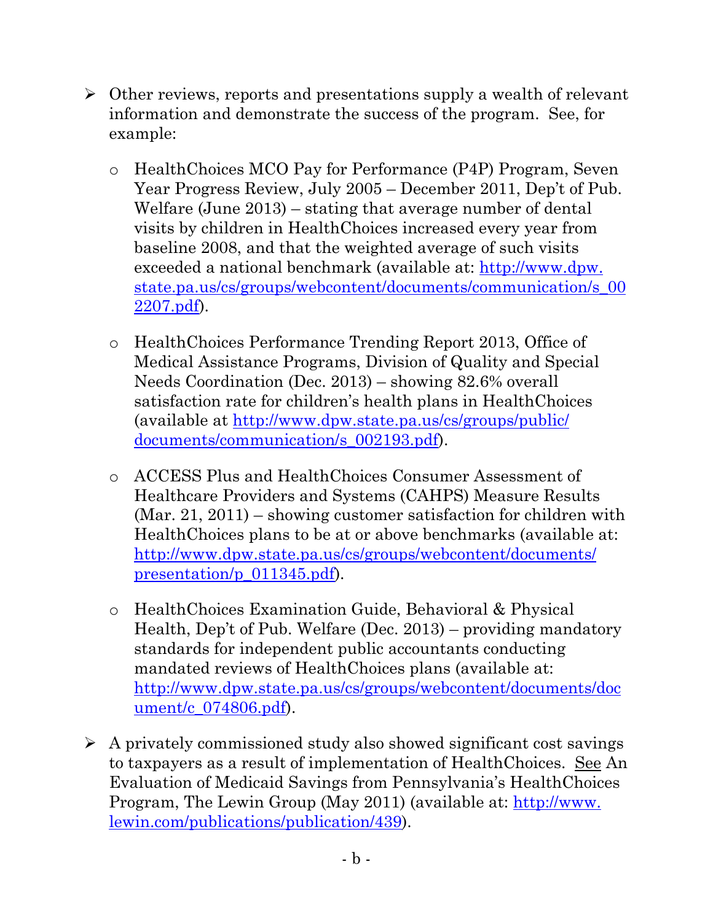- Other reviews, reports and presentations supply a wealth of relevant information and demonstrate the success of the program. See, for example:

  - HealthChoices MCO Pay for Performance (P4P) Program, Seven Year Progress Review, July 2005 – December 2011, Dep't of Pub. Welfare (June 2013) – stating that average number of dental visits by children in HealthChoices increased every year from baseline 2008, and that the weighted average of such visits exceeded a national benchmark (available at: http://www.dpw.state.pa.us/cs/groups/webcontent/documents/communication/s_002207.pdf).

  - HealthChoices Performance Trending Report 2013, Office of Medical Assistance Programs, Division of Quality and Special Needs Coordination (Dec. 2013) – showing 82.6% overall satisfaction rate for children's health plans in HealthChoices (available at http://www.dpw.state.pa.us/cs/groups/public/documents/communication/s_002193.pdf).

  - ACCESS Plus and HealthChoices Consumer Assessment of Healthcare Providers and Systems (CAHPS) Measure Results (Mar. 21, 2011) – showing customer satisfaction for children with HealthChoices plans to be at or above benchmarks (available at: http://www.dpw.state.pa.us/cs/groups/webcontent/documents/presentation/p_011345.pdf).

  - HealthChoices Examination Guide, Behavioral & Physical Health, Dep't of Pub. Welfare (Dec. 2013) – providing mandatory standards for independent public accountants conducting mandated reviews of HealthChoices plans (available at: http://www.dpw.state.pa.us/cs/groups/webcontent/documents/document/c_074806.pdf).

- A privately commissioned study also showed significant cost savings to taxpayers as a result of implementation of HealthChoices. See An Evaluation of Medicaid Savings from Pennsylvania's HealthChoices Program, The Lewin Group (May 2011) (available at: http://www.lewin.com/publications/publication/439).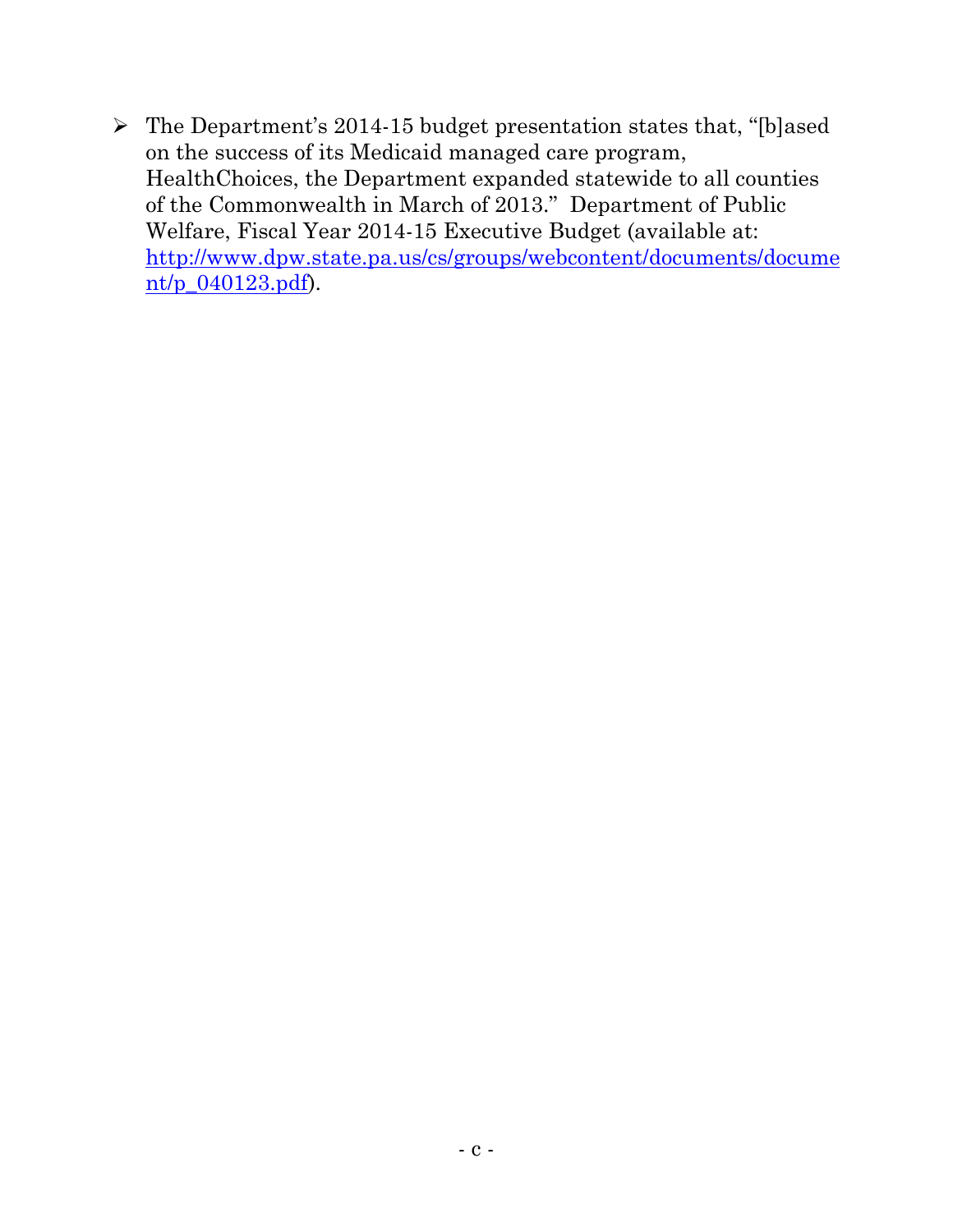- The Department's 2014-15 budget presentation states that, "[b]ased on the success of its Medicaid managed care program, HealthChoices, the Department expanded statewide to all counties of the Commonwealth in March of 2013." Department of Public Welfare, Fiscal Year 2014-15 Executive Budget (available at: http://www.dpw.state.pa.us/cs/groups/webcontent/documents/document/p_040123.pdf).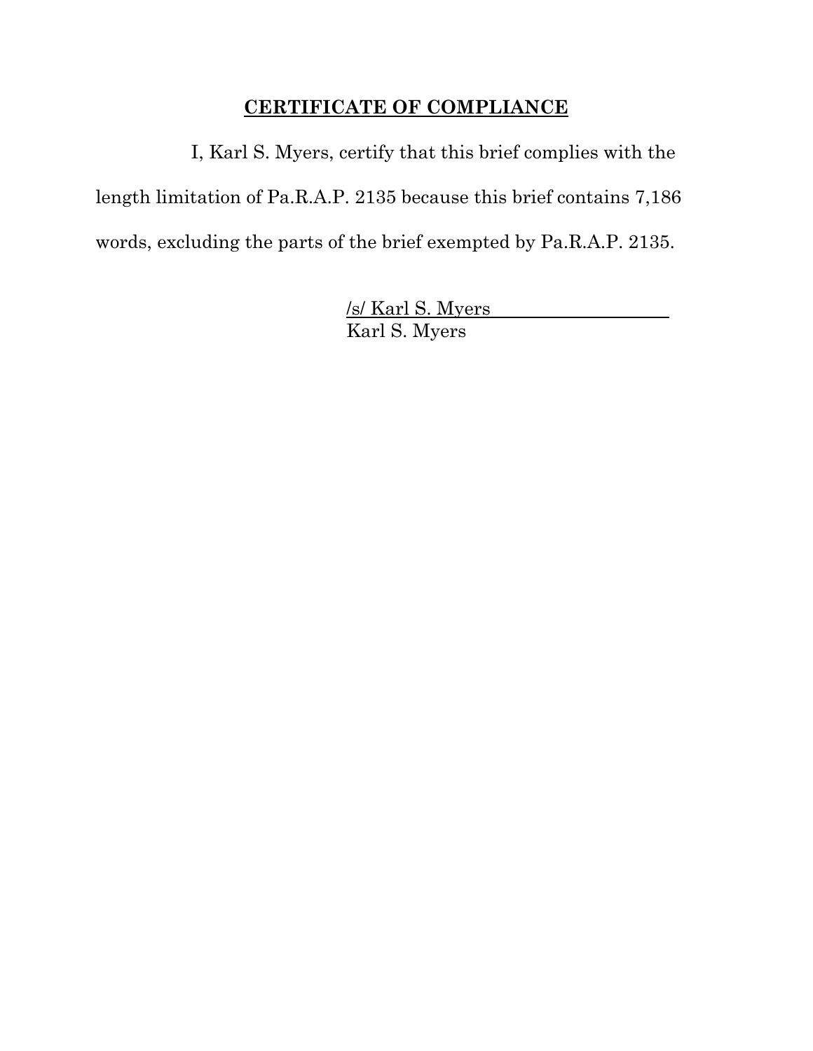## CERTIFICATE OF COMPLIANCE

I, Karl S. Myers, certify that this brief complies with the length limitation of Pa.R.A.P. 2135 because this brief contains 7,186 words, excluding the parts of the brief exempted by Pa.R.A.P. 2135.

/s/ Karl S. Myers
Karl S. Myers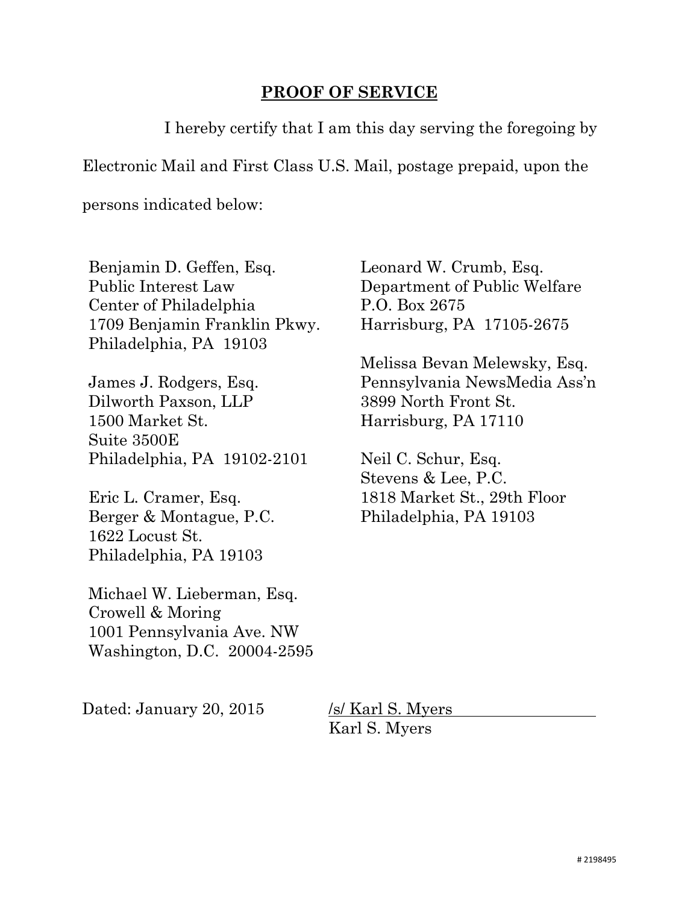## PROOF OF SERVICE

I hereby certify that I am this day serving the foregoing by Electronic Mail and First Class U.S. Mail, postage prepaid, upon the persons indicated below:

Benjamin D. Geffen, Esq.
Public Interest Law
Center of Philadelphia
1709 Benjamin Franklin Pkwy.
Philadelphia, PA 19103

James J. Rodgers, Esq.
Dilworth Paxson, LLP
1500 Market St.
Suite 3500E
Philadelphia, PA 19102-2101

Eric L. Cramer, Esq.
Berger & Montague, P.C.
1622 Locust St.
Philadelphia, PA 19103

Michael W. Lieberman, Esq.
Crowell & Moring
1001 Pennsylvania Ave. NW
Washington, D.C. 20004-2595

Leonard W. Crumb, Esq.
Department of Public Welfare
P.O. Box 2675
Harrisburg, PA 17105-2675

Melissa Bevan Melewsky, Esq.
Pennsylvania NewsMedia Ass'n
3899 North Front St.
Harrisburg, PA 17110

Neil C. Schur, Esq.
Stevens & Lee, P.C.
1818 Market St., 29th Floor
Philadelphia, PA 19103

Dated: January 20, 2015

/s/ Karl S. Myers
Karl S. Myers

# 2198495